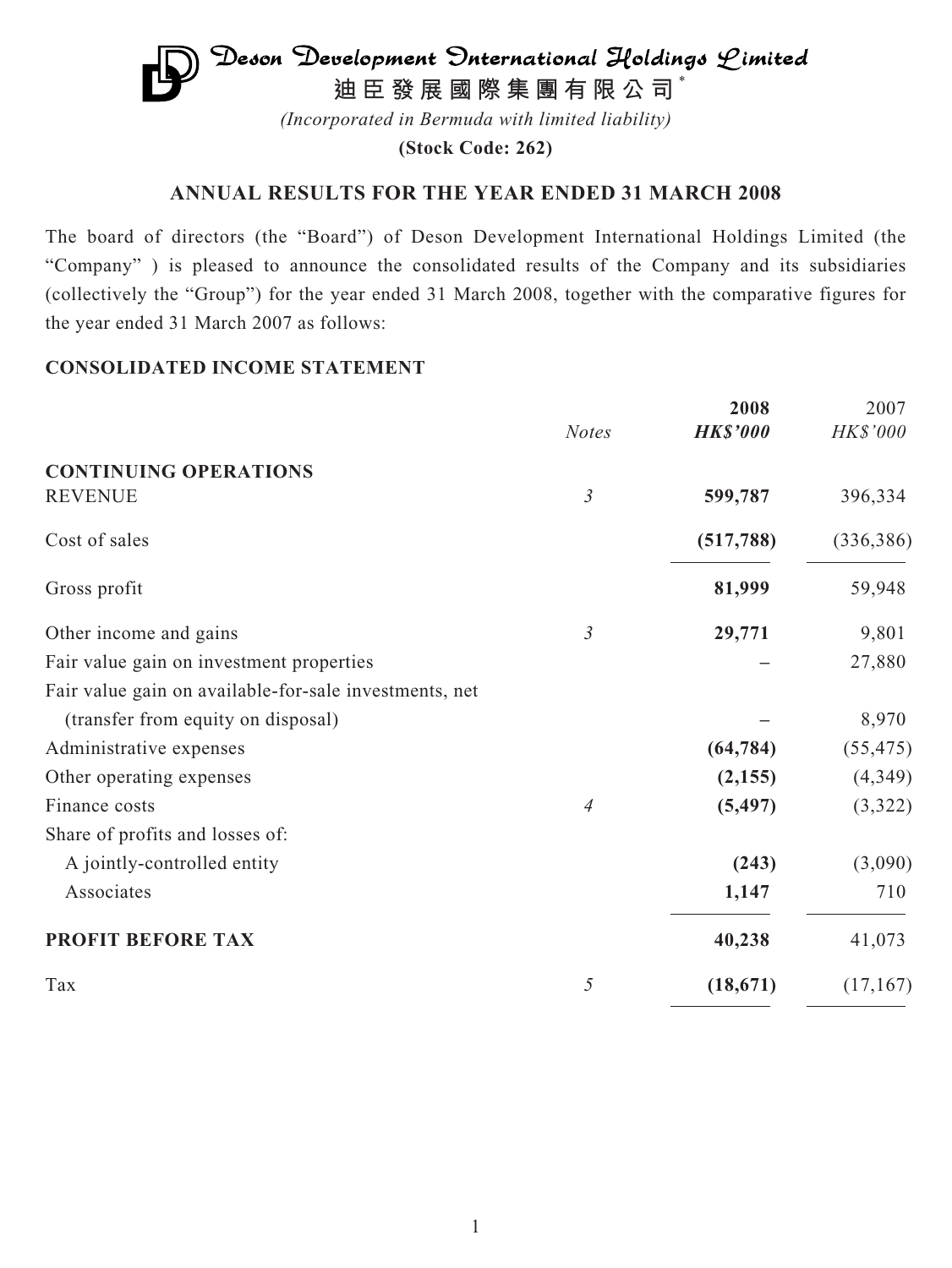# Deson Development International Holdings Limited

**迪臣發展國際集團有限公司** *

*(Incorporated in Bermuda with limited liability)*

**(Stock Code: 262)**

## ANNUAL RESULTS FOR THE YEAR ENDED 31 MARCH 2008

The board of directors (the "Board") of Deson Development International Holdings Limited (the "Company" ) is pleased to announce the consolidated results of the Company and its subsidiaries (collectively the "Group") for the year ended 31 March 2008, together with the comparative figures for the year ended 31 March 2007 as follows:

### CONSOLIDATED INCOME STATEMENT

| | *Notes* | **2008** **HK$'000** | 2007 HK$'000 |
|---|---|---|---|
| **CONTINUING OPERATIONS** | | | |
| REVENUE | *3* | **599,787** | 396,334 |
| Cost of sales | | **(517,788)** | (336,386) |
| Gross profit | | **81,999** | 59,948 |
| Other income and gains | *3* | **29,771** | 9,801 |
| Fair value gain on investment properties | | **–** | 27,880 |
| Fair value gain on available-for-sale investments, net (transfer from equity on disposal) | | **–** | 8,970 |
| Administrative expenses | | **(64,784)** | (55,475) |
| Other operating expenses | | **(2,155)** | (4,349) |
| Finance costs | *4* | **(5,497)** | (3,322) |
| Share of profits and losses of: | | | |
| A jointly-controlled entity | | **(243)** | (3,090) |
| Associates | | **1,147** | 710 |
| **PROFIT BEFORE TAX** | | **40,238** | 41,073 |
| Tax | *5* | **(18,671)** | (17,167) |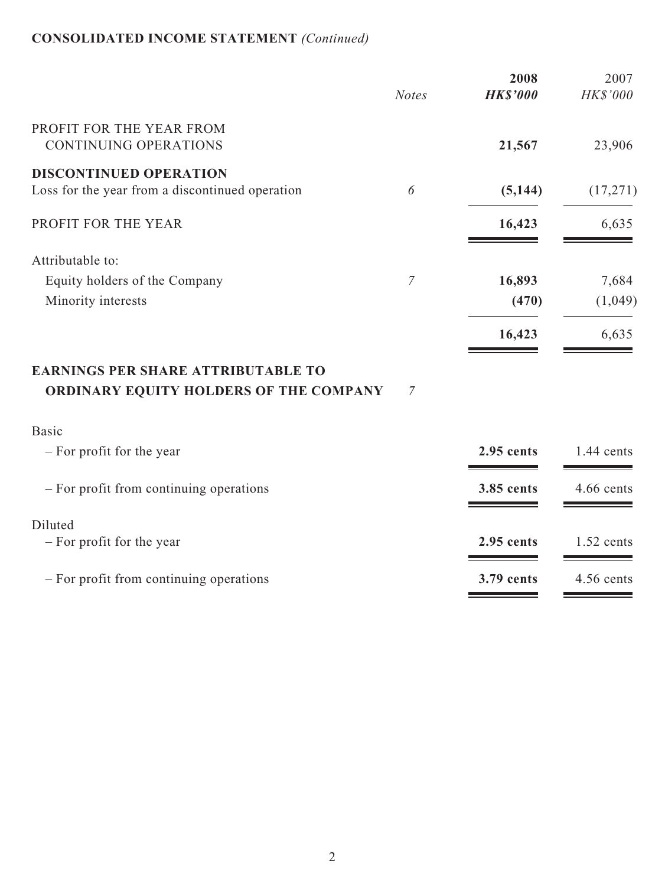## CONSOLIDATED INCOME STATEMENT *(Continued)*

| | *Notes* | **2008** **HK$'000** | 2007 HK$'000 |
|---|---|---|---|
| PROFIT FOR THE YEAR FROM CONTINUING OPERATIONS | | **21,567** | 23,906 |
| **DISCONTINUED OPERATION** | | | |
| Loss for the year from a discontinued operation | 6 | **(5,144)** | (17,271) |
| PROFIT FOR THE YEAR | | **16,423** | 6,635 |
| Attributable to: | | | |
| Equity holders of the Company | 7 | **16,893** | 7,684 |
| Minority interests | | **(470)** | (1,049) |
| | | **16,423** | 6,635 |
| **EARNINGS PER SHARE ATTRIBUTABLE TO ORDINARY EQUITY HOLDERS OF THE COMPANY** | 7 | | |
| Basic | | | |
| – For profit for the year | | **2.95 cents** | 1.44 cents |
| – For profit from continuing operations | | **3.85 cents** | 4.66 cents |
| Diluted | | | |
| – For profit for the year | | **2.95 cents** | 1.52 cents |
| – For profit from continuing operations | | **3.79 cents** | 4.56 cents |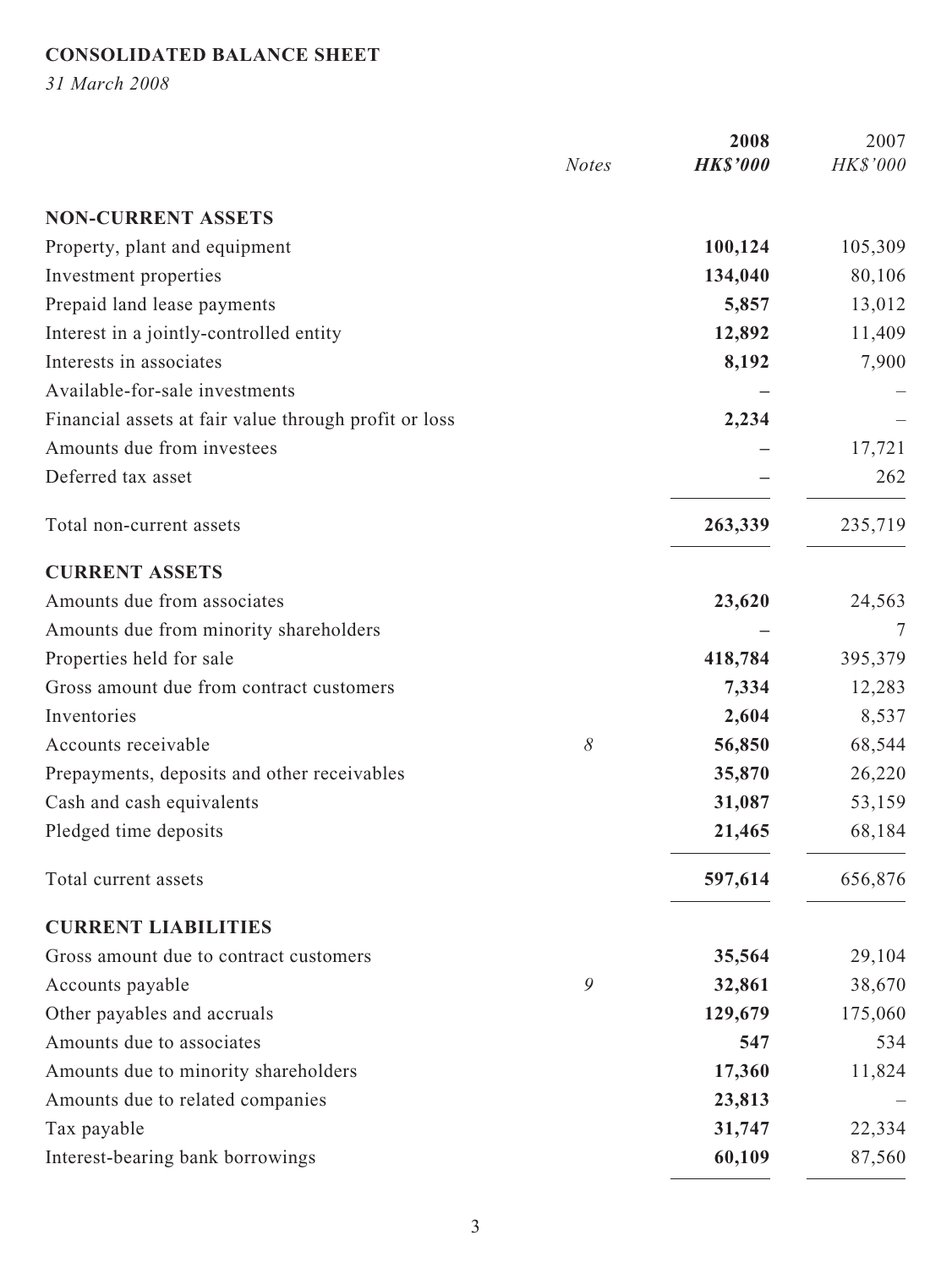## CONSOLIDATED BALANCE SHEET

*31 March 2008*

| | *Notes* | **2008** **HK$'000** | 2007 *HK$'000* |
|---|---|---|---|
| **NON-CURRENT ASSETS** | | | |
| Property, plant and equipment | | **100,124** | 105,309 |
| Investment properties | | **134,040** | 80,106 |
| Prepaid land lease payments | | **5,857** | 13,012 |
| Interest in a jointly-controlled entity | | **12,892** | 11,409 |
| Interests in associates | | **8,192** | 7,900 |
| Available-for-sale investments | | **–** | – |
| Financial assets at fair value through profit or loss | | **2,234** | – |
| Amounts due from investees | | **–** | 17,721 |
| Deferred tax asset | | **–** | 262 |
| Total non-current assets | | **263,339** | 235,719 |
| **CURRENT ASSETS** | | | |
| Amounts due from associates | | **23,620** | 24,563 |
| Amounts due from minority shareholders | | **–** | 7 |
| Properties held for sale | | **418,784** | 395,379 |
| Gross amount due from contract customers | | **7,334** | 12,283 |
| Inventories | | **2,604** | 8,537 |
| Accounts receivable | *8* | **56,850** | 68,544 |
| Prepayments, deposits and other receivables | | **35,870** | 26,220 |
| Cash and cash equivalents | | **31,087** | 53,159 |
| Pledged time deposits | | **21,465** | 68,184 |
| Total current assets | | **597,614** | 656,876 |
| **CURRENT LIABILITIES** | | | |
| Gross amount due to contract customers | | **35,564** | 29,104 |
| Accounts payable | *9* | **32,861** | 38,670 |
| Other payables and accruals | | **129,679** | 175,060 |
| Amounts due to associates | | **547** | 534 |
| Amounts due to minority shareholders | | **17,360** | 11,824 |
| Amounts due to related companies | | **23,813** | – |
| Tax payable | | **31,747** | 22,334 |
| Interest-bearing bank borrowings | | **60,109** | 87,560 |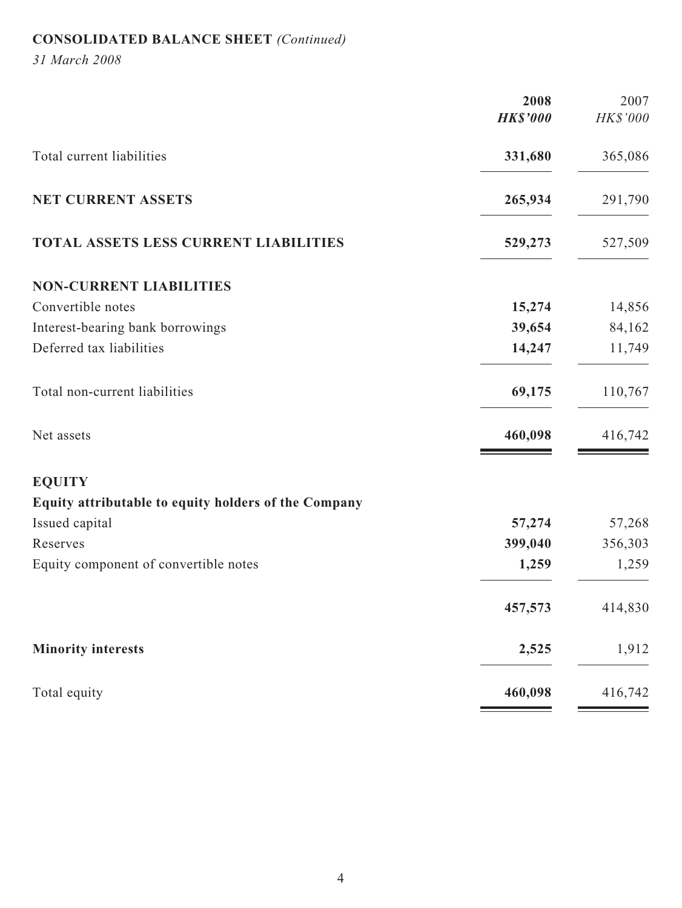**CONSOLIDATED BALANCE SHEET** *(Continued)*

*31 March 2008*

| | **2008** | 2007 |
|---|---|---|
| | ***HK$'000*** | *HK$'000* |
| Total current liabilities | **331,680** | 365,086 |
| **NET CURRENT ASSETS** | **265,934** | 291,790 |
| **TOTAL ASSETS LESS CURRENT LIABILITIES** | **529,273** | 527,509 |
| **NON-CURRENT LIABILITIES** | | |
| Convertible notes | **15,274** | 14,856 |
| Interest-bearing bank borrowings | **39,654** | 84,162 |
| Deferred tax liabilities | **14,247** | 11,749 |
| Total non-current liabilities | **69,175** | 110,767 |
| Net assets | **460,098** | 416,742 |
| **EQUITY** | | |
| **Equity attributable to equity holders of the Company** | | |
| Issued capital | **57,274** | 57,268 |
| Reserves | **399,040** | 356,303 |
| Equity component of convertible notes | **1,259** | 1,259 |
| | **457,573** | 414,830 |
| **Minority interests** | **2,525** | 1,912 |
| Total equity | **460,098** | 416,742 |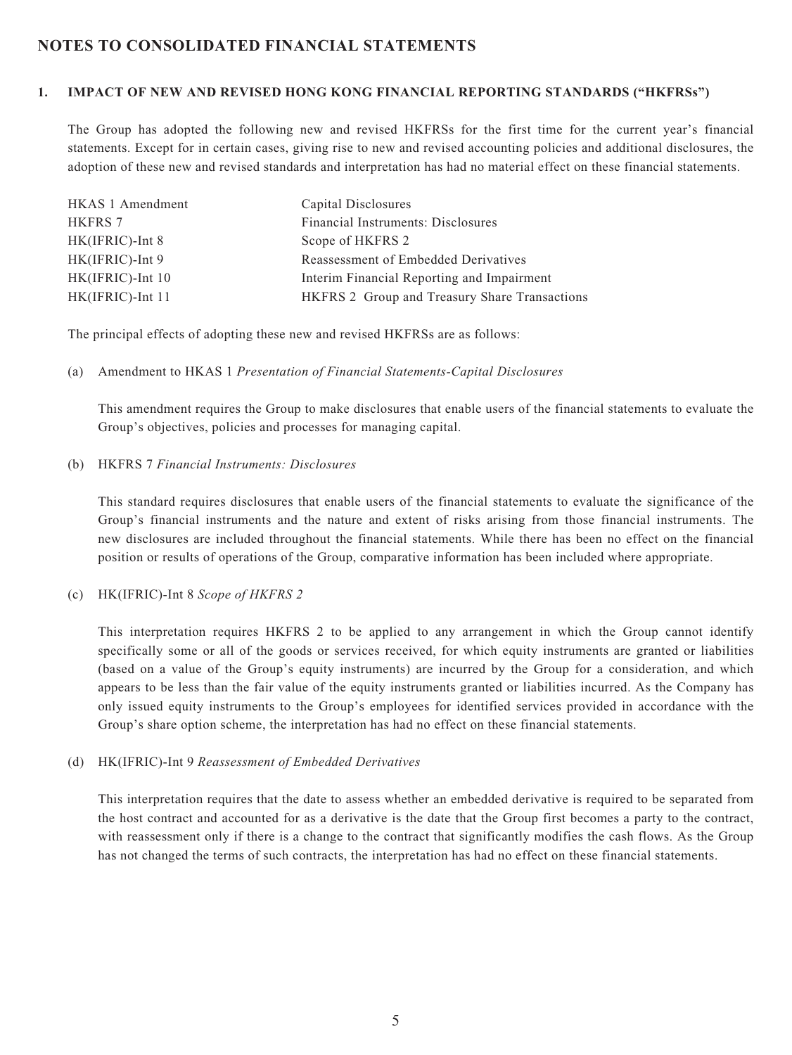## NOTES TO CONSOLIDATED FINANCIAL STATEMENTS

### 1. IMPACT OF NEW AND REVISED HONG KONG FINANCIAL REPORTING STANDARDS ("HKFRSs")

The Group has adopted the following new and revised HKFRSs for the first time for the current year's financial statements. Except for in certain cases, giving rise to new and revised accounting policies and additional disclosures, the adoption of these new and revised standards and interpretation has had no material effect on these financial statements.

| | |
|---|---|
| HKAS 1 Amendment | Capital Disclosures |
| HKFRS 7 | Financial Instruments: Disclosures |
| HK(IFRIC)-Int 8 | Scope of HKFRS 2 |
| HK(IFRIC)-Int 9 | Reassessment of Embedded Derivatives |
| HK(IFRIC)-Int 10 | Interim Financial Reporting and Impairment |
| HK(IFRIC)-Int 11 | HKFRS 2 Group and Treasury Share Transactions |

The principal effects of adopting these new and revised HKFRSs are as follows:

(a) Amendment to HKAS 1 *Presentation of Financial Statements-Capital Disclosures*

This amendment requires the Group to make disclosures that enable users of the financial statements to evaluate the Group's objectives, policies and processes for managing capital.

(b) HKFRS 7 *Financial Instruments: Disclosures*

This standard requires disclosures that enable users of the financial statements to evaluate the significance of the Group's financial instruments and the nature and extent of risks arising from those financial instruments. The new disclosures are included throughout the financial statements. While there has been no effect on the financial position or results of operations of the Group, comparative information has been included where appropriate.

(c) HK(IFRIC)-Int 8 *Scope of HKFRS 2*

This interpretation requires HKFRS 2 to be applied to any arrangement in which the Group cannot identify specifically some or all of the goods or services received, for which equity instruments are granted or liabilities (based on a value of the Group's equity instruments) are incurred by the Group for a consideration, and which appears to be less than the fair value of the equity instruments granted or liabilities incurred. As the Company has only issued equity instruments to the Group's employees for identified services provided in accordance with the Group's share option scheme, the interpretation has had no effect on these financial statements.

(d) HK(IFRIC)-Int 9 *Reassessment of Embedded Derivatives*

This interpretation requires that the date to assess whether an embedded derivative is required to be separated from the host contract and accounted for as a derivative is the date that the Group first becomes a party to the contract, with reassessment only if there is a change to the contract that significantly modifies the cash flows. As the Group has not changed the terms of such contracts, the interpretation has had no effect on these financial statements.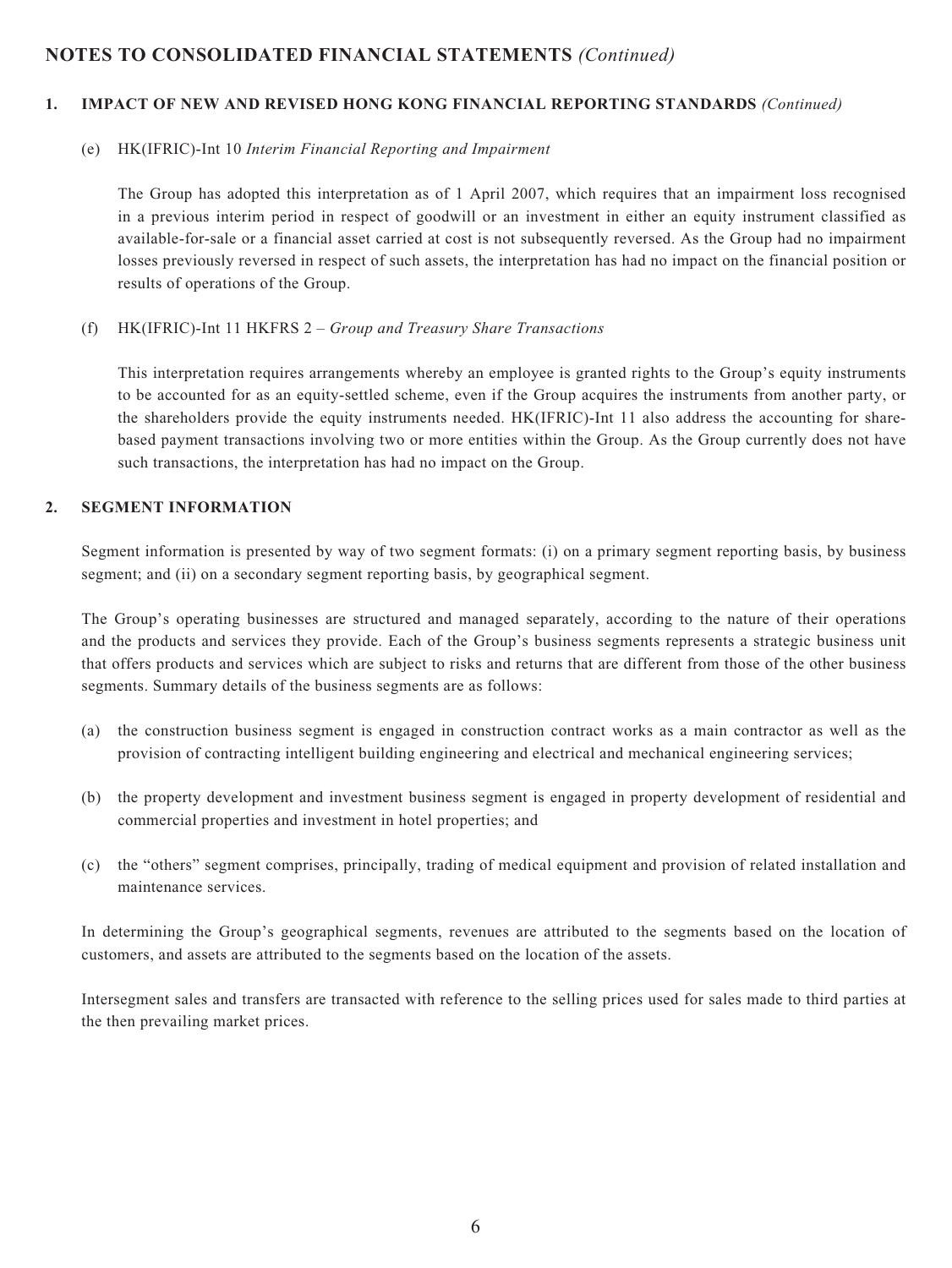## NOTES TO CONSOLIDATED FINANCIAL STATEMENTS *(Continued)*

### 1. IMPACT OF NEW AND REVISED HONG KONG FINANCIAL REPORTING STANDARDS *(Continued)*

(e) HK(IFRIC)-Int 10 *Interim Financial Reporting and Impairment*

The Group has adopted this interpretation as of 1 April 2007, which requires that an impairment loss recognised in a previous interim period in respect of goodwill or an investment in either an equity instrument classified as available-for-sale or a financial asset carried at cost is not subsequently reversed. As the Group had no impairment losses previously reversed in respect of such assets, the interpretation has had no impact on the financial position or results of operations of the Group.

(f) HK(IFRIC)-Int 11 HKFRS 2 – *Group and Treasury Share Transactions*

This interpretation requires arrangements whereby an employee is granted rights to the Group's equity instruments to be accounted for as an equity-settled scheme, even if the Group acquires the instruments from another party, or the shareholders provide the equity instruments needed. HK(IFRIC)-Int 11 also address the accounting for share-based payment transactions involving two or more entities within the Group. As the Group currently does not have such transactions, the interpretation has had no impact on the Group.

### 2. SEGMENT INFORMATION

Segment information is presented by way of two segment formats: (i) on a primary segment reporting basis, by business segment; and (ii) on a secondary segment reporting basis, by geographical segment.

The Group's operating businesses are structured and managed separately, according to the nature of their operations and the products and services they provide. Each of the Group's business segments represents a strategic business unit that offers products and services which are subject to risks and returns that are different from those of the other business segments. Summary details of the business segments are as follows:

(a) the construction business segment is engaged in construction contract works as a main contractor as well as the provision of contracting intelligent building engineering and electrical and mechanical engineering services;

(b) the property development and investment business segment is engaged in property development of residential and commercial properties and investment in hotel properties; and

(c) the "others" segment comprises, principally, trading of medical equipment and provision of related installation and maintenance services.

In determining the Group's geographical segments, revenues are attributed to the segments based on the location of customers, and assets are attributed to the segments based on the location of the assets.

Intersegment sales and transfers are transacted with reference to the selling prices used for sales made to third parties at the then prevailing market prices.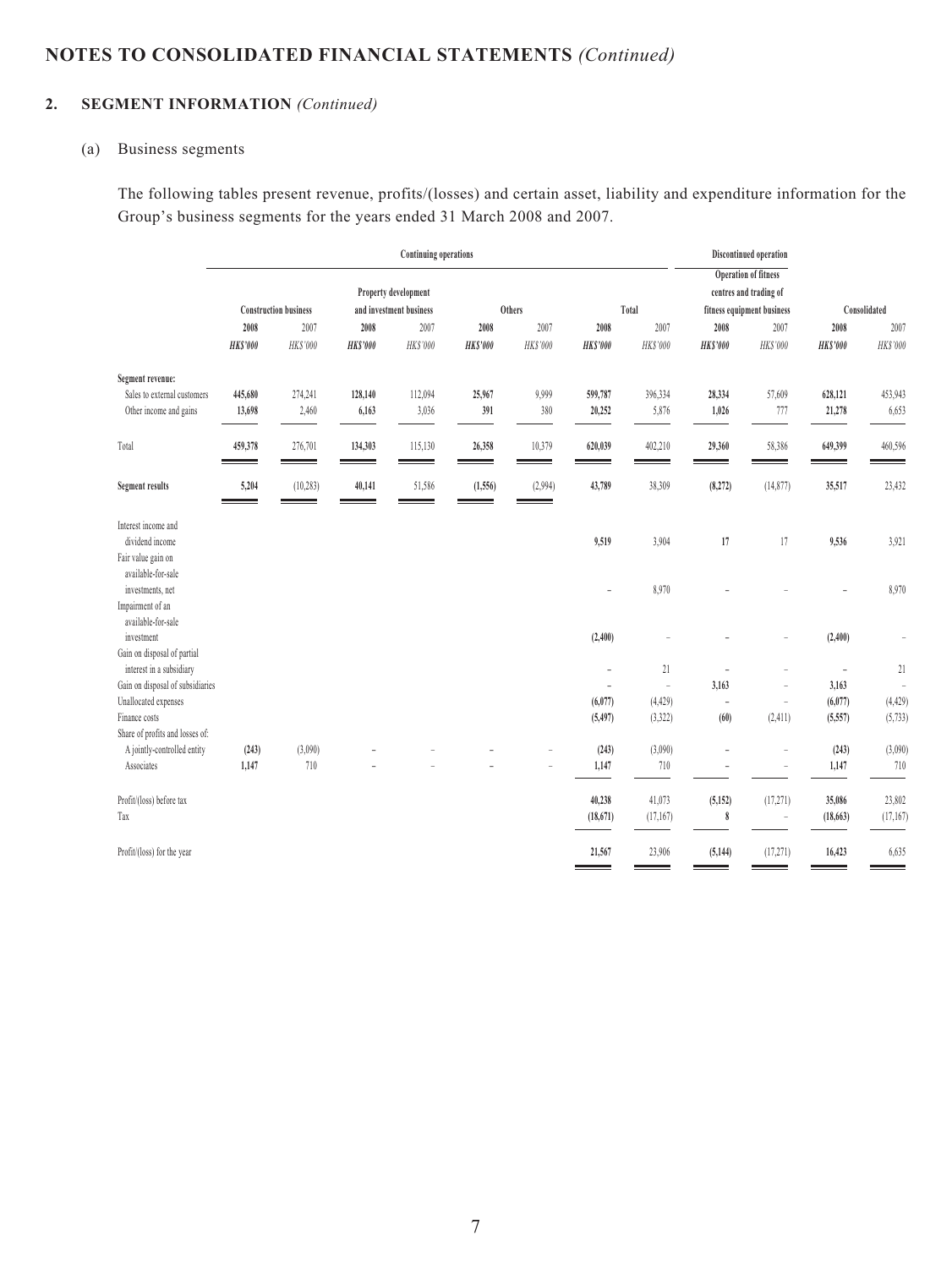## NOTES TO CONSOLIDATED FINANCIAL STATEMENTS *(Continued)*

### 2. SEGMENT INFORMATION *(Continued)*

(a) Business segments

The following tables present revenue, profits/(losses) and certain asset, liability and expenditure information for the Group's business segments for the years ended 31 March 2008 and 2007.

| | Continuing operations | | | | | | | | Discontinued operation | | | |
|---|---|---|---|---|---|---|---|---|---|---|---|---|
| | Construction business | | Property development and investment business | | Others | | Total | | Operation of fitness centres and trading of fitness equipment business | | Consolidated | |
| | **2008** | 2007 | **2008** | 2007 | **2008** | 2007 | **2008** | 2007 | **2008** | 2007 | **2008** | 2007 |
| | ***HK$'000*** | *HK$'000* | ***HK$'000*** | *HK$'000* | ***HK$'000*** | *HK$'000* | ***HK$'000*** | *HK$'000* | ***HK$'000*** | *HK$'000* | ***HK$'000*** | *HK$'000* |
| **Segment revenue:** | | | | | | | | | | | | |
| Sales to external customers | **445,680** | 274,241 | **128,140** | 112,094 | **25,967** | 9,999 | **599,787** | 396,334 | **28,334** | 57,609 | **628,121** | 453,943 |
| Other income and gains | **13,698** | 2,460 | **6,163** | 3,036 | **391** | 380 | **20,252** | 5,876 | **1,026** | 777 | **21,278** | 6,653 |
| Total | **459,378** | 276,701 | **134,303** | 115,130 | **26,358** | 10,379 | **620,039** | 402,210 | **29,360** | 58,386 | **649,399** | 460,596 |
| **Segment results** | **5,204** | (10,283) | **40,141** | 51,586 | **(1,556)** | (2,994) | **43,789** | 38,309 | **(8,272)** | (14,877) | **35,517** | 23,432 |
| Interest income and dividend income | | | | | | | **9,519** | 3,904 | **17** | 17 | **9,536** | 3,921 |
| Fair value gain on available-for-sale investments, net | | | | | | | **–** | 8,970 | **–** | – | **–** | 8,970 |
| Impairment of an available-for-sale investment | | | | | | | **(2,400)** | – | **–** | – | **(2,400)** | – |
| Gain on disposal of partial interest in a subsidiary | | | | | | | **–** | 21 | **–** | – | **–** | 21 |
| Gain on disposal of subsidiaries | | | | | | | **–** | – | **3,163** | – | **3,163** | – |
| Unallocated expenses | | | | | | | **(6,077)** | (4,429) | **–** | – | **(6,077)** | (4,429) |
| Finance costs | | | | | | | **(5,497)** | (3,322) | **(60)** | (2,411) | **(5,557)** | (5,733) |
| Share of profits and losses of: | | | | | | | | | | | | |
| A jointly-controlled entity | **(243)** | (3,090) | **–** | – | **–** | – | **(243)** | (3,090) | **–** | – | **(243)** | (3,090) |
| Associates | **1,147** | 710 | **–** | – | **–** | – | **1,147** | 710 | **–** | – | **1,147** | 710 |
| Profit/(loss) before tax | | | | | | | **40,238** | 41,073 | **(5,152)** | (17,271) | **35,086** | 23,802 |
| Tax | | | | | | | **(18,671)** | (17,167) | **8** | – | **(18,663)** | (17,167) |
| Profit/(loss) for the year | | | | | | | **21,567** | 23,906 | **(5,144)** | (17,271) | **16,423** | 6,635 |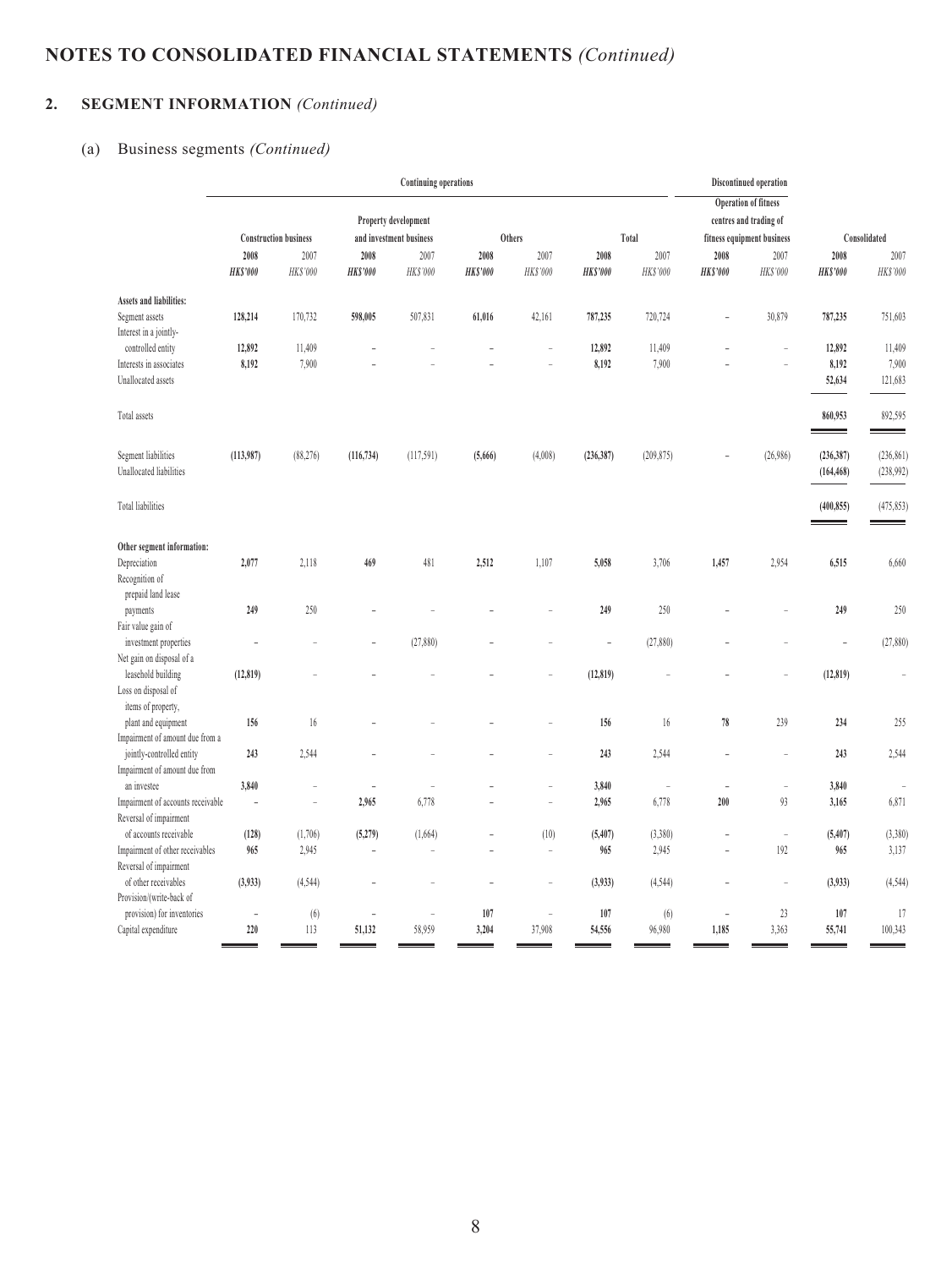# NOTES TO CONSOLIDATED FINANCIAL STATEMENTS *(Continued)*

## 2. SEGMENT INFORMATION *(Continued)*

### (a) Business segments *(Continued)*

| | Continuing operations | | | | | | | | Discontinued operation | | | |
|---|---|---|---|---|---|---|---|---|---|---|---|---|
| | Construction business | | Property development and investment business | | Others | | Total | | Operation of fitness centres and trading of fitness equipment business | | Consolidated | |
| | **2008** | 2007 | **2008** | 2007 | **2008** | 2007 | **2008** | 2007 | **2008** | 2007 | **2008** | 2007 |
| | ***HK$'000*** | *HK$'000* | ***HK$'000*** | *HK$'000* | ***HK$'000*** | *HK$'000* | ***HK$'000*** | *HK$'000* | ***HK$'000*** | *HK$'000* | ***HK$'000*** | *HK$'000* |
| **Assets and liabilities:** | | | | | | | | | | | | |
| Segment assets | **128,214** | 170,732 | **598,005** | 507,831 | **61,016** | 42,161 | **787,235** | 720,724 | **–** | 30,879 | **787,235** | 751,603 |
| Interest in a jointly-controlled entity | **12,892** | 11,409 | **–** | – | **–** | – | **12,892** | 11,409 | **–** | – | **12,892** | 11,409 |
| Interests in associates | **8,192** | 7,900 | **–** | – | **–** | – | **8,192** | 7,900 | **–** | – | **8,192** | 7,900 |
| Unallocated assets | | | | | | | | | | | **52,634** | 121,683 |
| Total assets | | | | | | | | | | | **860,953** | 892,595 |
| Segment liabilities | **(113,987)** | (88,276) | **(116,734)** | (117,591) | **(5,666)** | (4,008) | **(236,387)** | (209,875) | **–** | (26,986) | **(236,387)** | (236,861) |
| Unallocated liabilities | | | | | | | | | | | **(164,468)** | (238,992) |
| Total liabilities | | | | | | | | | | | **(400,855)** | (475,853) |
| **Other segment information:** | | | | | | | | | | | | |
| Depreciation | **2,077** | 2,118 | **469** | 481 | **2,512** | 1,107 | **5,058** | 3,706 | **1,457** | 2,954 | **6,515** | 6,660 |
| Recognition of prepaid land lease payments | **249** | 250 | **–** | – | **–** | – | **249** | 250 | **–** | – | **249** | 250 |
| Fair value gain of investment properties | **–** | – | **–** | (27,880) | **–** | – | **–** | (27,880) | **–** | – | **–** | (27,880) |
| Net gain on disposal of a leasehold building | **(12,819)** | – | **–** | – | **–** | – | **(12,819)** | – | **–** | – | **(12,819)** | – |
| Loss on disposal of items of property, plant and equipment | **156** | 16 | **–** | – | **–** | – | **156** | 16 | **78** | 239 | **234** | 255 |
| Impairment of amount due from a jointly-controlled entity | **243** | 2,544 | **–** | – | **–** | – | **243** | 2,544 | **–** | – | **243** | 2,544 |
| Impairment of amount due from an investee | **3,840** | – | **–** | – | **–** | – | **3,840** | – | **–** | – | **3,840** | – |
| Impairment of accounts receivable | **–** | – | **2,965** | 6,778 | **–** | – | **2,965** | 6,778 | **200** | 93 | **3,165** | 6,871 |
| Reversal of impairment of accounts receivable | **(128)** | (1,706) | **(5,279)** | (1,664) | **–** | (10) | **(5,407)** | (3,380) | **–** | – | **(5,407)** | (3,380) |
| Impairment of other receivables | **965** | 2,945 | **–** | – | **–** | – | **965** | 2,945 | **–** | 192 | **965** | 3,137 |
| Reversal of impairment of other receivables | **(3,933)** | (4,544) | **–** | – | **–** | – | **(3,933)** | (4,544) | **–** | – | **(3,933)** | (4,544) |
| Provision/(write-back of provision) for inventories | **–** | (6) | **–** | – | **107** | – | **107** | (6) | **–** | 23 | **107** | 17 |
| Capital expenditure | **220** | 113 | **51,132** | 58,959 | **3,204** | 37,908 | **54,556** | 96,980 | **1,185** | 3,363 | **55,741** | 100,343 |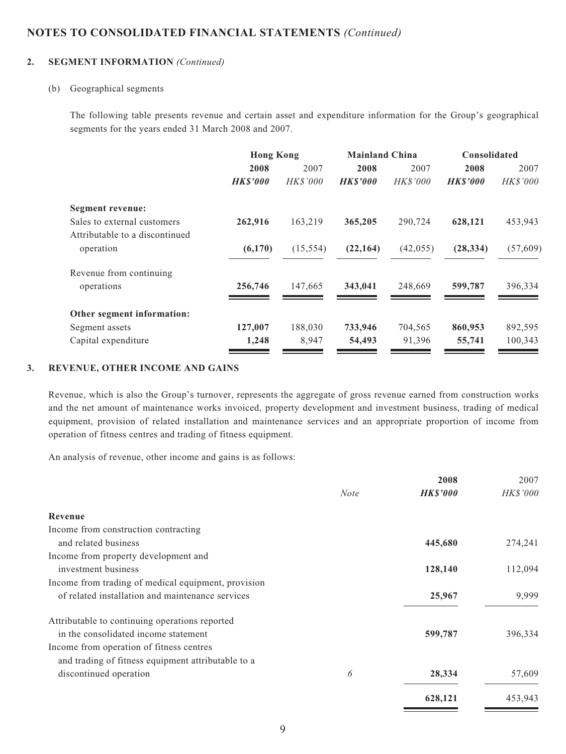## NOTES TO CONSOLIDATED FINANCIAL STATEMENTS *(Continued)*

### 2. SEGMENT INFORMATION *(Continued)*

(b) Geographical segments

The following table presents revenue and certain asset and expenditure information for the Group's geographical segments for the years ended 31 March 2008 and 2007.

| | Hong Kong | | Mainland China | | Consolidated | |
|---|---|---|---|---|---|---|
| | **2008** | 2007 | **2008** | 2007 | **2008** | 2007 |
| | ***HK$'000*** | *HK$'000* | ***HK$'000*** | *HK$'000* | ***HK$'000*** | *HK$'000* |
| **Segment revenue:** | | | | | | |
| Sales to external customers | **262,916** | 163,219 | **365,205** | 290,724 | **628,121** | 453,943 |
| Attributable to a discontinued operation | **(6,170)** | (15,554) | **(22,164)** | (42,055) | **(28,334)** | (57,609) |
| Revenue from continuing operations | **256,746** | 147,665 | **343,041** | 248,669 | **599,787** | 396,334 |
| **Other segment information:** | | | | | | |
| Segment assets | **127,007** | 188,030 | **733,946** | 704,565 | **860,953** | 892,595 |
| Capital expenditure | **1,248** | 8,947 | **54,493** | 91,396 | **55,741** | 100,343 |

### 3. REVENUE, OTHER INCOME AND GAINS

Revenue, which is also the Group's turnover, represents the aggregate of gross revenue earned from construction works and the net amount of maintenance works invoiced, property development and investment business, trading of medical equipment, provision of related installation and maintenance services and an appropriate proportion of income from operation of fitness centres and trading of fitness equipment.

An analysis of revenue, other income and gains is as follows:

| | *Note* | **2008** | 2007 |
|---|---|---|---|
| | | ***HK$'000*** | *HK$'000* |
| **Revenue** | | | |
| Income from construction contracting and related business | | **445,680** | 274,241 |
| Income from property development and investment business | | **128,140** | 112,094 |
| Income from trading of medical equipment, provision of related installation and maintenance services | | **25,967** | 9,999 |
| Attributable to continuing operations reported in the consolidated income statement | | **599,787** | 396,334 |
| Income from operation of fitness centres and trading of fitness equipment attributable to a discontinued operation | 6 | **28,334** | 57,609 |
| | | **628,121** | 453,943 |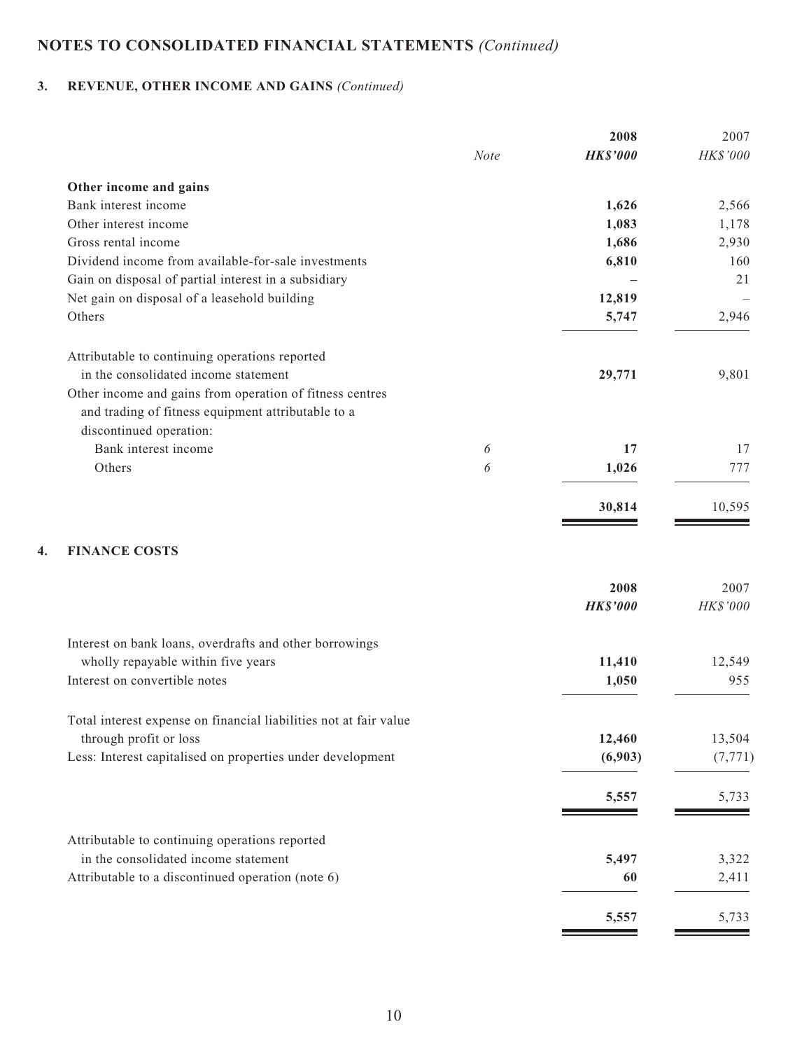# NOTES TO CONSOLIDATED FINANCIAL STATEMENTS *(Continued)*

## 3. REVENUE, OTHER INCOME AND GAINS *(Continued)*

| | *Note* | **2008** | 2007 |
|---|---|---|---|
| | | ***HK$'000*** | *HK$'000* |
| **Other income and gains** | | | |
| Bank interest income | | **1,626** | 2,566 |
| Other interest income | | **1,083** | 1,178 |
| Gross rental income | | **1,686** | 2,930 |
| Dividend income from available-for-sale investments | | **6,810** | 160 |
| Gain on disposal of partial interest in a subsidiary | | **–** | 21 |
| Net gain on disposal of a leasehold building | | **12,819** | – |
| Others | | **5,747** | 2,946 |
| Attributable to continuing operations reported in the consolidated income statement | | **29,771** | 9,801 |
| Other income and gains from operation of fitness centres and trading of fitness equipment attributable to a discontinued operation: | | | |
| Bank interest income | *6* | **17** | 17 |
| Others | *6* | **1,026** | 777 |
| | | **30,814** | 10,595 |

## 4. FINANCE COSTS

| | **2008** | 2007 |
|---|---|---|
| | ***HK$'000*** | *HK$'000* |
| Interest on bank loans, overdrafts and other borrowings wholly repayable within five years | **11,410** | 12,549 |
| Interest on convertible notes | **1,050** | 955 |
| Total interest expense on financial liabilities not at fair value through profit or loss | **12,460** | 13,504 |
| Less: Interest capitalised on properties under development | **(6,903)** | (7,771) |
| | **5,557** | 5,733 |
| Attributable to continuing operations reported in the consolidated income statement | **5,497** | 3,322 |
| Attributable to a discontinued operation (note 6) | **60** | 2,411 |
| | **5,557** | 5,733 |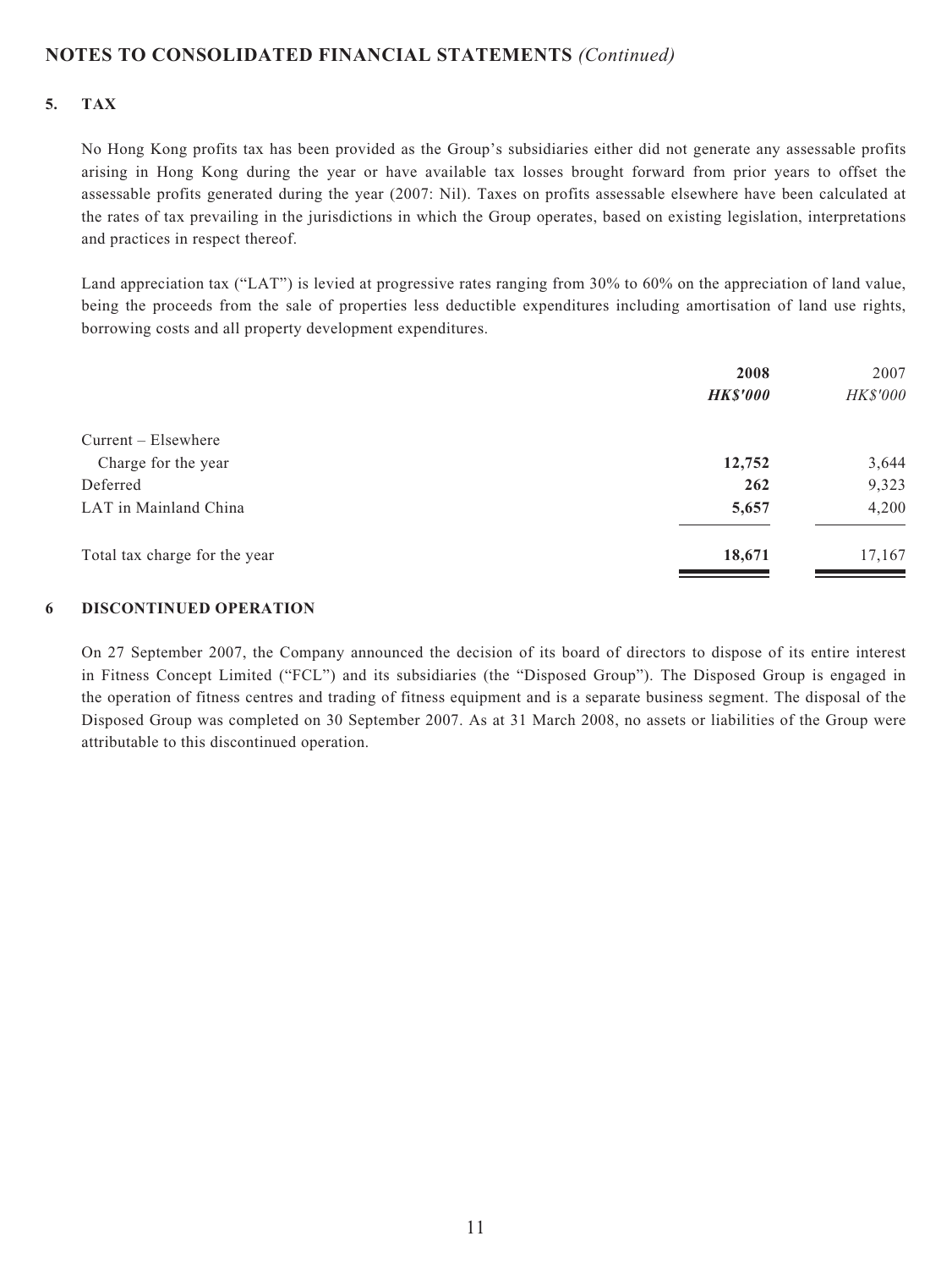## NOTES TO CONSOLIDATED FINANCIAL STATEMENTS *(Continued)*

### 5. TAX

No Hong Kong profits tax has been provided as the Group's subsidiaries either did not generate any assessable profits arising in Hong Kong during the year or have available tax losses brought forward from prior years to offset the assessable profits generated during the year (2007: Nil). Taxes on profits assessable elsewhere have been calculated at the rates of tax prevailing in the jurisdictions in which the Group operates, based on existing legislation, interpretations and practices in respect thereof.

Land appreciation tax ("LAT") is levied at progressive rates ranging from 30% to 60% on the appreciation of land value, being the proceeds from the sale of properties less deductible expenditures including amortisation of land use rights, borrowing costs and all property development expenditures.

| | **2008** | 2007 |
|---|---|---|
| | ***HK$'000*** | *HK$'000* |
| Current – Elsewhere | | |
| Charge for the year | **12,752** | 3,644 |
| Deferred | **262** | 9,323 |
| LAT in Mainland China | **5,657** | 4,200 |
| Total tax charge for the year | **18,671** | 17,167 |

### 6 DISCONTINUED OPERATION

On 27 September 2007, the Company announced the decision of its board of directors to dispose of its entire interest in Fitness Concept Limited ("FCL") and its subsidiaries (the "Disposed Group"). The Disposed Group is engaged in the operation of fitness centres and trading of fitness equipment and is a separate business segment. The disposal of the Disposed Group was completed on 30 September 2007. As at 31 March 2008, no assets or liabilities of the Group were attributable to this discontinued operation.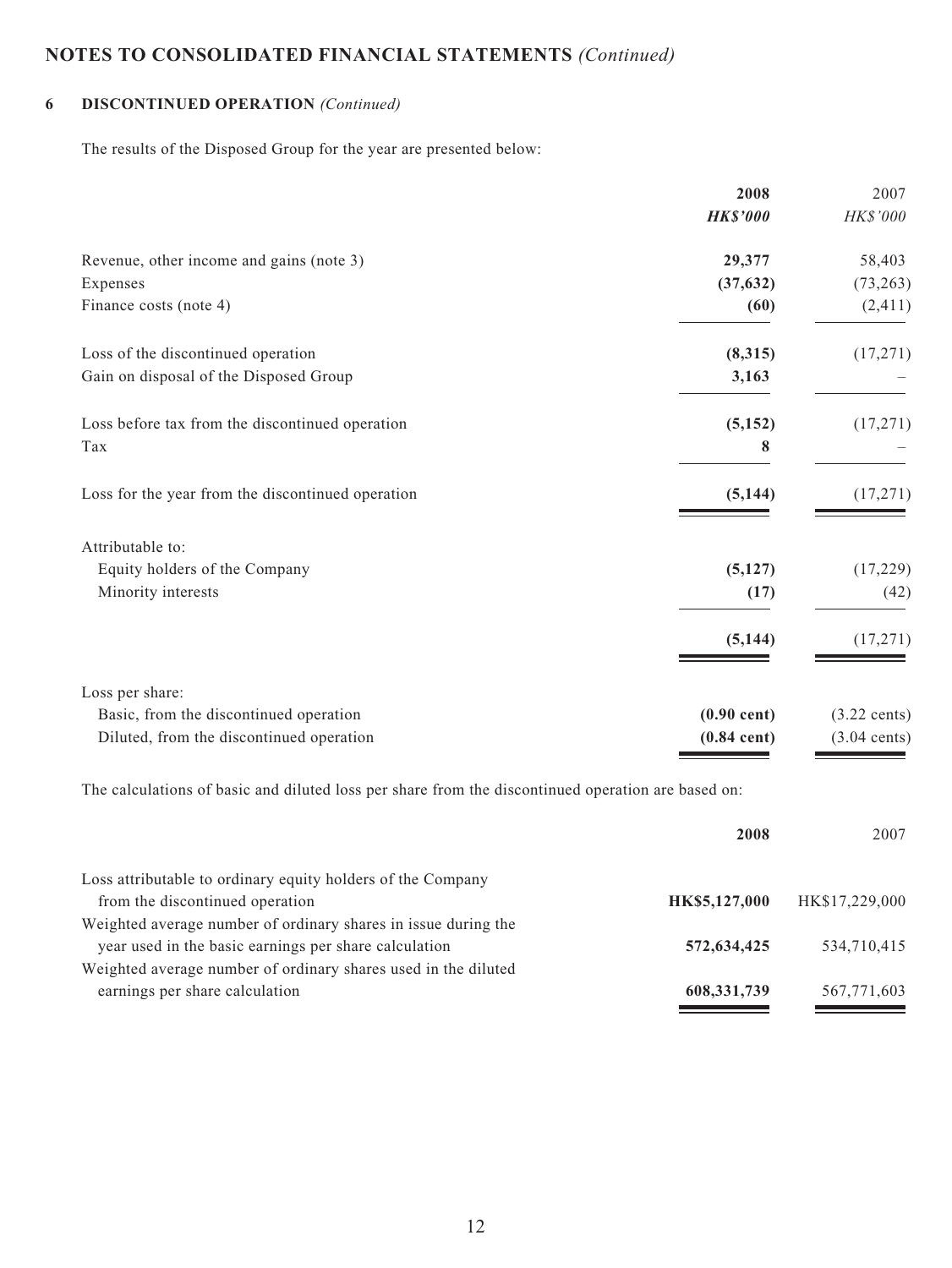# NOTES TO CONSOLIDATED FINANCIAL STATEMENTS *(Continued)*

## 6 DISCONTINUED OPERATION *(Continued)*

The results of the Disposed Group for the year are presented below:

| | **2008** | 2007 |
|---|---|---|
| | ***HK$'000*** | *HK$'000* |
| Revenue, other income and gains (note 3) | **29,377** | 58,403 |
| Expenses | **(37,632)** | (73,263) |
| Finance costs (note 4) | **(60)** | (2,411) |
| Loss of the discontinued operation | **(8,315)** | (17,271) |
| Gain on disposal of the Disposed Group | **3,163** | – |
| Loss before tax from the discontinued operation | **(5,152)** | (17,271) |
| Tax | **8** | – |
| Loss for the year from the discontinued operation | **(5,144)** | (17,271) |
| Attributable to: | | |
| Equity holders of the Company | **(5,127)** | (17,229) |
| Minority interests | **(17)** | (42) |
| | **(5,144)** | (17,271) |
| Loss per share: | | |
| Basic, from the discontinued operation | **(0.90 cent)** | (3.22 cents) |
| Diluted, from the discontinued operation | **(0.84 cent)** | (3.04 cents) |

The calculations of basic and diluted loss per share from the discontinued operation are based on:

| | **2008** | 2007 |
|---|---|---|
| Loss attributable to ordinary equity holders of the Company from the discontinued operation | **HK$5,127,000** | HK$17,229,000 |
| Weighted average number of ordinary shares in issue during the year used in the basic earnings per share calculation | **572,634,425** | 534,710,415 |
| Weighted average number of ordinary shares used in the diluted earnings per share calculation | **608,331,739** | 567,771,603 |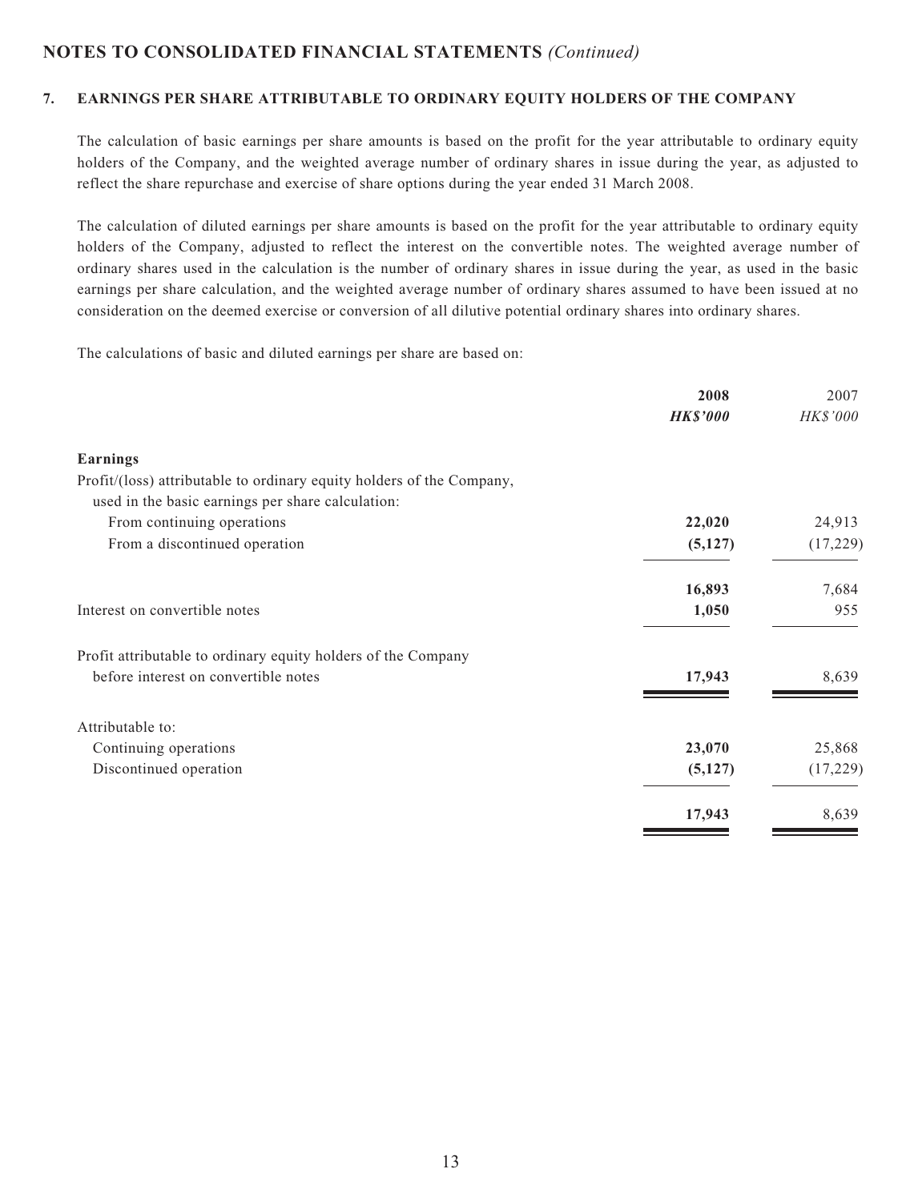## NOTES TO CONSOLIDATED FINANCIAL STATEMENTS *(Continued)*

### 7. EARNINGS PER SHARE ATTRIBUTABLE TO ORDINARY EQUITY HOLDERS OF THE COMPANY

The calculation of basic earnings per share amounts is based on the profit for the year attributable to ordinary equity holders of the Company, and the weighted average number of ordinary shares in issue during the year, as adjusted to reflect the share repurchase and exercise of share options during the year ended 31 March 2008.

The calculation of diluted earnings per share amounts is based on the profit for the year attributable to ordinary equity holders of the Company, adjusted to reflect the interest on the convertible notes. The weighted average number of ordinary shares used in the calculation is the number of ordinary shares in issue during the year, as used in the basic earnings per share calculation, and the weighted average number of ordinary shares assumed to have been issued at no consideration on the deemed exercise or conversion of all dilutive potential ordinary shares into ordinary shares.

The calculations of basic and diluted earnings per share are based on:

| | **2008** | 2007 |
|---|---|---|
| | ***HK$'000*** | *HK$'000* |
| **Earnings** | | |
| Profit/(loss) attributable to ordinary equity holders of the Company, used in the basic earnings per share calculation: | | |
| From continuing operations | **22,020** | 24,913 |
| From a discontinued operation | **(5,127)** | (17,229) |
| | **16,893** | 7,684 |
| Interest on convertible notes | **1,050** | 955 |
| Profit attributable to ordinary equity holders of the Company before interest on convertible notes | **17,943** | 8,639 |
| Attributable to: | | |
| Continuing operations | **23,070** | 25,868 |
| Discontinued operation | **(5,127)** | (17,229) |
| | **17,943** | 8,639 |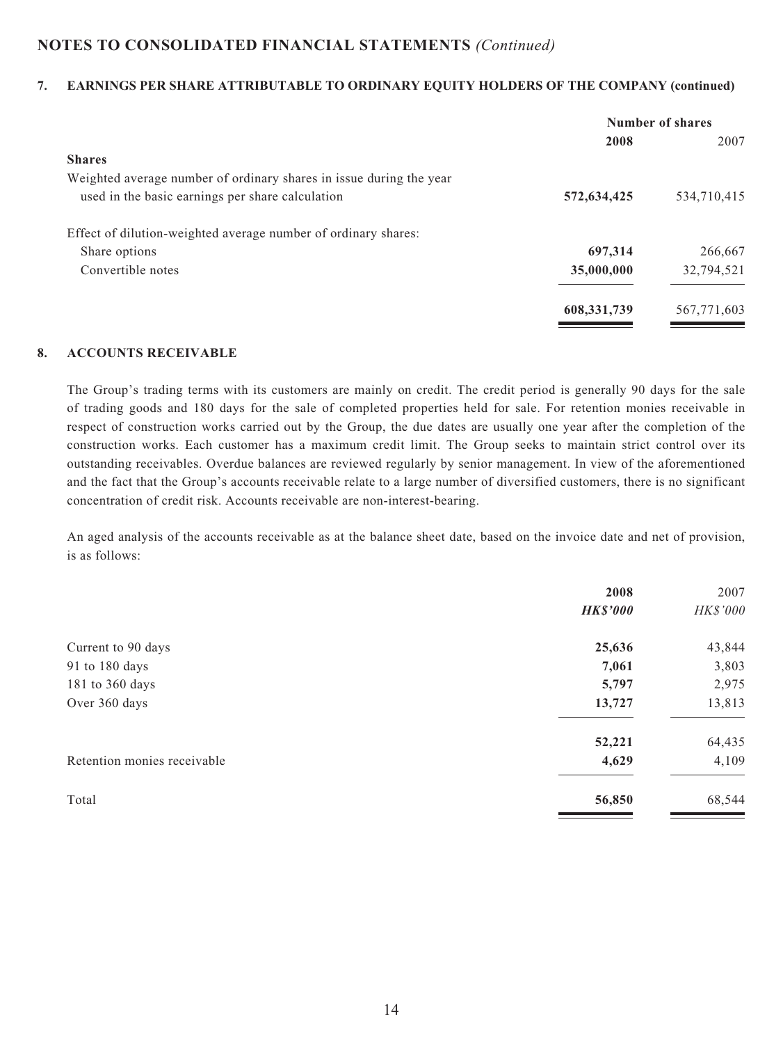## NOTES TO CONSOLIDATED FINANCIAL STATEMENTS *(Continued)*

### 7. EARNINGS PER SHARE ATTRIBUTABLE TO ORDINARY EQUITY HOLDERS OF THE COMPANY (continued)

| | Number of shares | |
|---|---|---|
| | **2008** | 2007 |
| **Shares** | | |
| Weighted average number of ordinary shares in issue during the year used in the basic earnings per share calculation | **572,634,425** | 534,710,415 |
| Effect of dilution-weighted average number of ordinary shares: | | |
| Share options | **697,314** | 266,667 |
| Convertible notes | **35,000,000** | 32,794,521 |
| | **608,331,739** | 567,771,603 |

### 8. ACCOUNTS RECEIVABLE

The Group's trading terms with its customers are mainly on credit. The credit period is generally 90 days for the sale of trading goods and 180 days for the sale of completed properties held for sale. For retention monies receivable in respect of construction works carried out by the Group, the due dates are usually one year after the completion of the construction works. Each customer has a maximum credit limit. The Group seeks to maintain strict control over its outstanding receivables. Overdue balances are reviewed regularly by senior management. In view of the aforementioned and the fact that the Group's accounts receivable relate to a large number of diversified customers, there is no significant concentration of credit risk. Accounts receivable are non-interest-bearing.

An aged analysis of the accounts receivable as at the balance sheet date, based on the invoice date and net of provision, is as follows:

| | **2008** | 2007 |
|---|---|---|
| | ***HK$'000*** | *HK$'000* |
| Current to 90 days | **25,636** | 43,844 |
| 91 to 180 days | **7,061** | 3,803 |
| 181 to 360 days | **5,797** | 2,975 |
| Over 360 days | **13,727** | 13,813 |
| | **52,221** | 64,435 |
| Retention monies receivable | **4,629** | 4,109 |
| Total | **56,850** | 68,544 |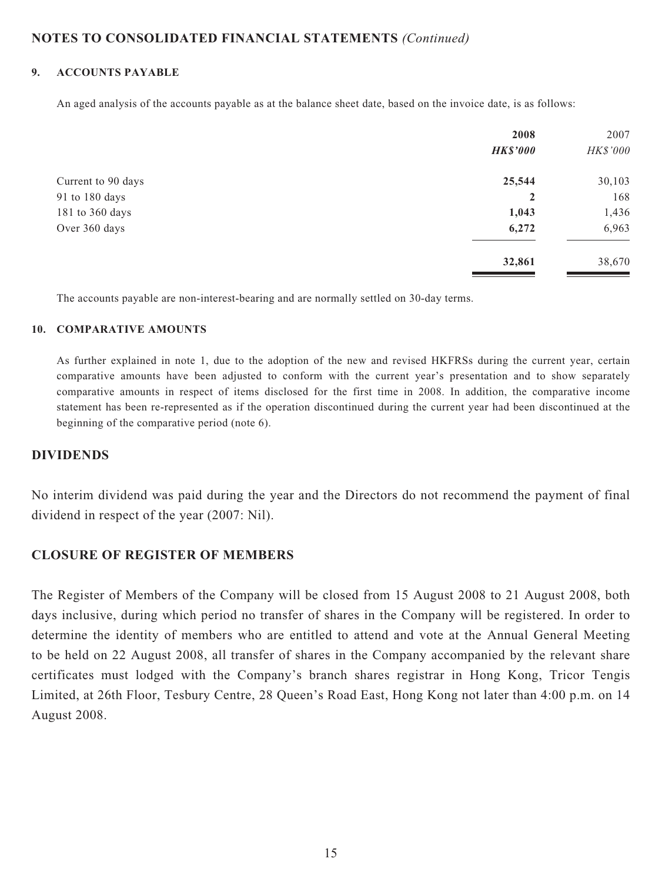## NOTES TO CONSOLIDATED FINANCIAL STATEMENTS *(Continued)*

### 9. ACCOUNTS PAYABLE

An aged analysis of the accounts payable as at the balance sheet date, based on the invoice date, is as follows:

| | **2008** | 2007 |
|---|---|---|
| | ***HK$'000*** | *HK$'000* |
| Current to 90 days | **25,544** | 30,103 |
| 91 to 180 days | **2** | 168 |
| 181 to 360 days | **1,043** | 1,436 |
| Over 360 days | **6,272** | 6,963 |
| | **32,861** | 38,670 |

The accounts payable are non-interest-bearing and are normally settled on 30-day terms.

### 10. COMPARATIVE AMOUNTS

As further explained in note 1, due to the adoption of the new and revised HKFRSs during the current year, certain comparative amounts have been adjusted to conform with the current year's presentation and to show separately comparative amounts in respect of items disclosed for the first time in 2008. In addition, the comparative income statement has been re-represented as if the operation discontinued during the current year had been discontinued at the beginning of the comparative period (note 6).

## DIVIDENDS

No interim dividend was paid during the year and the Directors do not recommend the payment of final dividend in respect of the year (2007: Nil).

## CLOSURE OF REGISTER OF MEMBERS

The Register of Members of the Company will be closed from 15 August 2008 to 21 August 2008, both days inclusive, during which period no transfer of shares in the Company will be registered. In order to determine the identity of members who are entitled to attend and vote at the Annual General Meeting to be held on 22 August 2008, all transfer of shares in the Company accompanied by the relevant share certificates must lodged with the Company's branch shares registrar in Hong Kong, Tricor Tengis Limited, at 26th Floor, Tesbury Centre, 28 Queen's Road East, Hong Kong not later than 4:00 p.m. on 14 August 2008.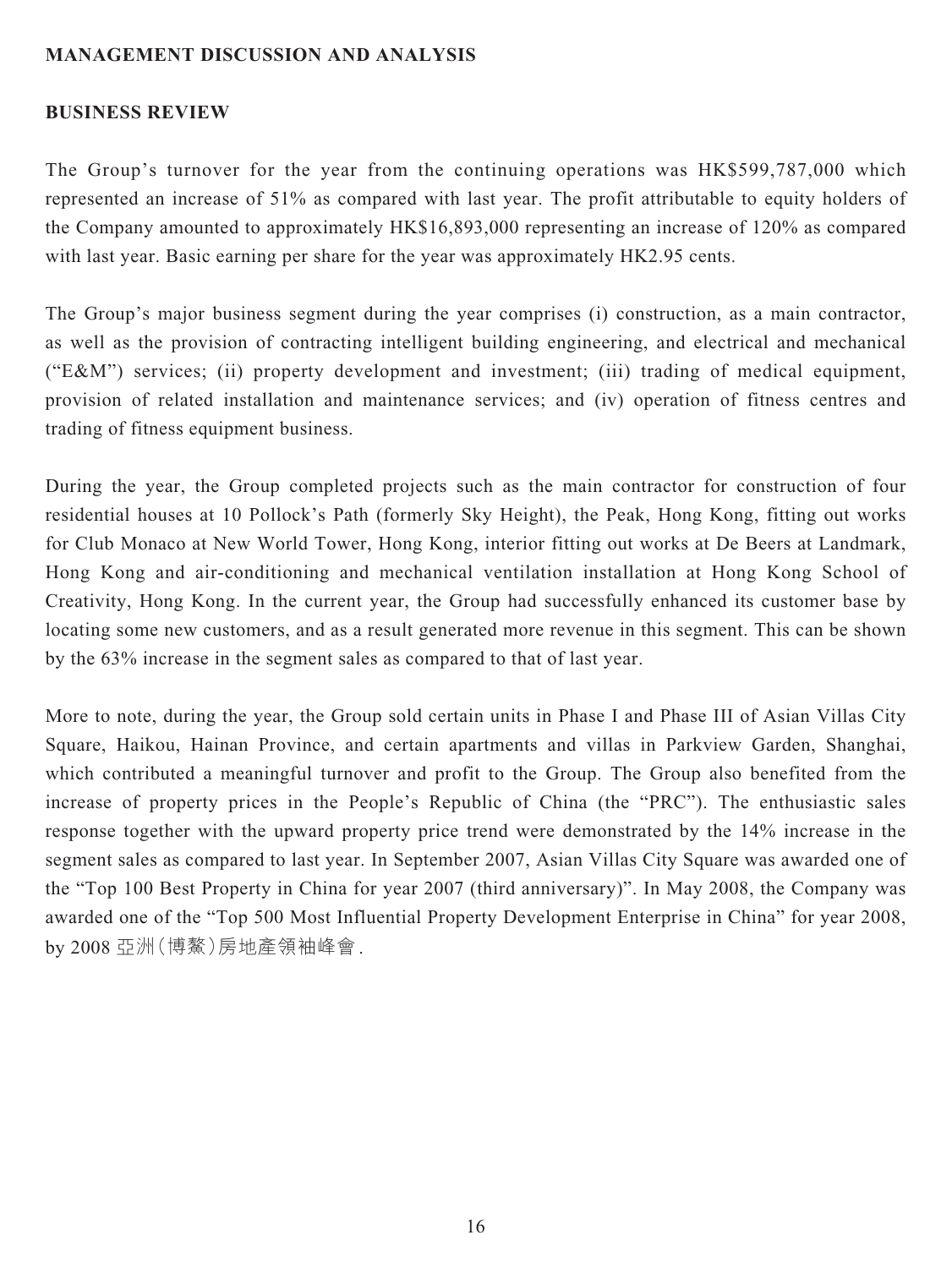**MANAGEMENT DISCUSSION AND ANALYSIS**

**BUSINESS REVIEW**

The Group's turnover for the year from the continuing operations was HK$599,787,000 which represented an increase of 51% as compared with last year. The profit attributable to equity holders of the Company amounted to approximately HK$16,893,000 representing an increase of 120% as compared with last year. Basic earning per share for the year was approximately HK2.95 cents.

The Group's major business segment during the year comprises (i) construction, as a main contractor, as well as the provision of contracting intelligent building engineering, and electrical and mechanical ("E&M") services; (ii) property development and investment; (iii) trading of medical equipment, provision of related installation and maintenance services; and (iv) operation of fitness centres and trading of fitness equipment business.

During the year, the Group completed projects such as the main contractor for construction of four residential houses at 10 Pollock's Path (formerly Sky Height), the Peak, Hong Kong, fitting out works for Club Monaco at New World Tower, Hong Kong, interior fitting out works at De Beers at Landmark, Hong Kong and air-conditioning and mechanical ventilation installation at Hong Kong School of Creativity, Hong Kong. In the current year, the Group had successfully enhanced its customer base by locating some new customers, and as a result generated more revenue in this segment. This can be shown by the 63% increase in the segment sales as compared to that of last year.

More to note, during the year, the Group sold certain units in Phase I and Phase III of Asian Villas City Square, Haikou, Hainan Province, and certain apartments and villas in Parkview Garden, Shanghai, which contributed a meaningful turnover and profit to the Group. The Group also benefited from the increase of property prices in the People's Republic of China (the "PRC"). The enthusiastic sales response together with the upward property price trend were demonstrated by the 14% increase in the segment sales as compared to last year. In September 2007, Asian Villas City Square was awarded one of the "Top 100 Best Property in China for year 2007 (third anniversary)". In May 2008, the Company was awarded one of the "Top 500 Most Influential Property Development Enterprise in China" for year 2008, by 2008 亞洲(博鰲)房地產領袖峰會.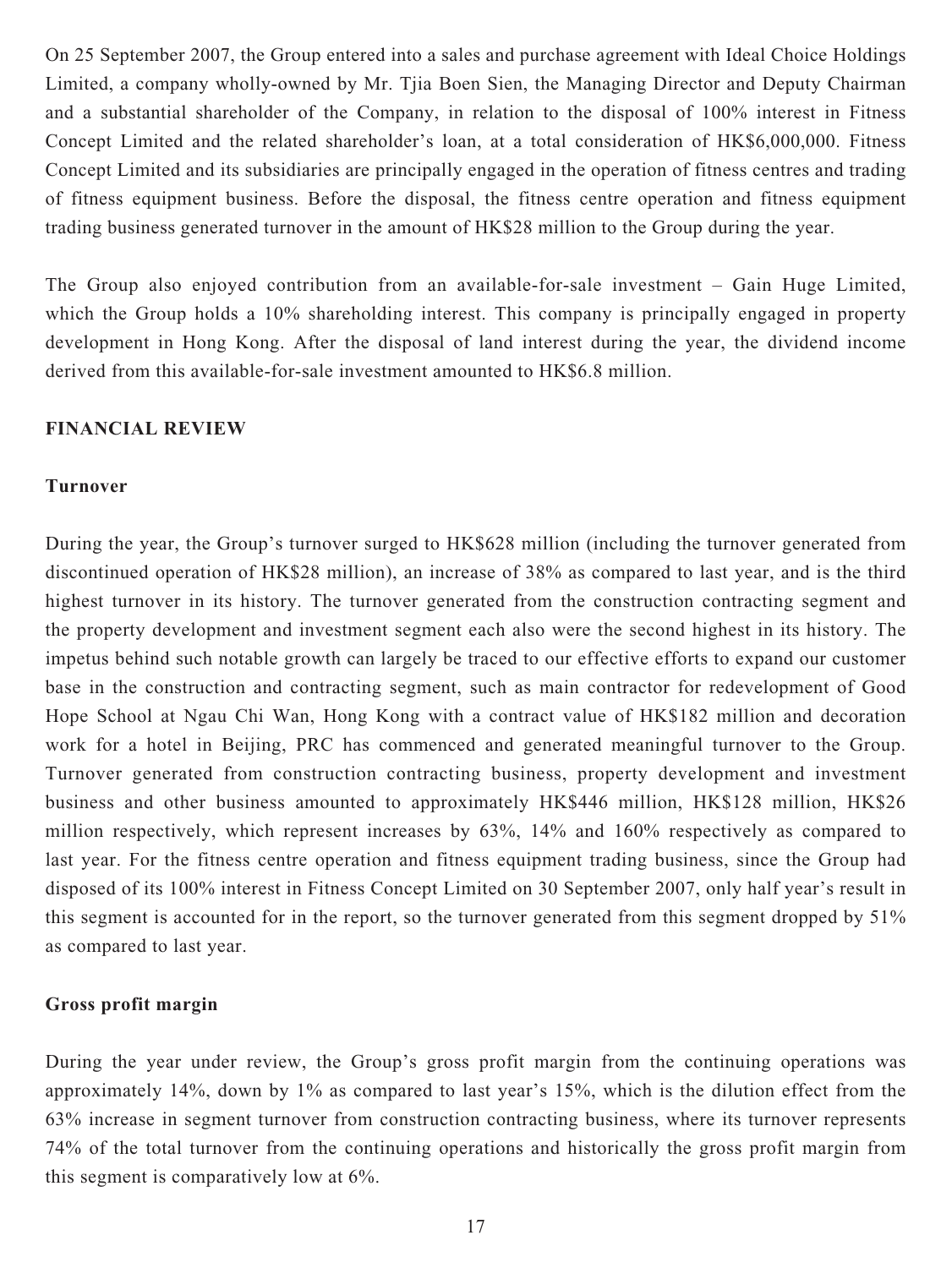On 25 September 2007, the Group entered into a sales and purchase agreement with Ideal Choice Holdings Limited, a company wholly-owned by Mr. Tjia Boen Sien, the Managing Director and Deputy Chairman and a substantial shareholder of the Company, in relation to the disposal of 100% interest in Fitness Concept Limited and the related shareholder's loan, at a total consideration of HK$6,000,000. Fitness Concept Limited and its subsidiaries are principally engaged in the operation of fitness centres and trading of fitness equipment business. Before the disposal, the fitness centre operation and fitness equipment trading business generated turnover in the amount of HK$28 million to the Group during the year.

The Group also enjoyed contribution from an available-for-sale investment – Gain Huge Limited, which the Group holds a 10% shareholding interest. This company is principally engaged in property development in Hong Kong. After the disposal of land interest during the year, the dividend income derived from this available-for-sale investment amounted to HK$6.8 million.

## FINANCIAL REVIEW

### Turnover

During the year, the Group's turnover surged to HK$628 million (including the turnover generated from discontinued operation of HK$28 million), an increase of 38% as compared to last year, and is the third highest turnover in its history. The turnover generated from the construction contracting segment and the property development and investment segment each also were the second highest in its history. The impetus behind such notable growth can largely be traced to our effective efforts to expand our customer base in the construction and contracting segment, such as main contractor for redevelopment of Good Hope School at Ngau Chi Wan, Hong Kong with a contract value of HK$182 million and decoration work for a hotel in Beijing, PRC has commenced and generated meaningful turnover to the Group. Turnover generated from construction contracting business, property development and investment business and other business amounted to approximately HK$446 million, HK$128 million, HK$26 million respectively, which represent increases by 63%, 14% and 160% respectively as compared to last year. For the fitness centre operation and fitness equipment trading business, since the Group had disposed of its 100% interest in Fitness Concept Limited on 30 September 2007, only half year's result in this segment is accounted for in the report, so the turnover generated from this segment dropped by 51% as compared to last year.

### Gross profit margin

During the year under review, the Group's gross profit margin from the continuing operations was approximately 14%, down by 1% as compared to last year's 15%, which is the dilution effect from the 63% increase in segment turnover from construction contracting business, where its turnover represents 74% of the total turnover from the continuing operations and historically the gross profit margin from this segment is comparatively low at 6%.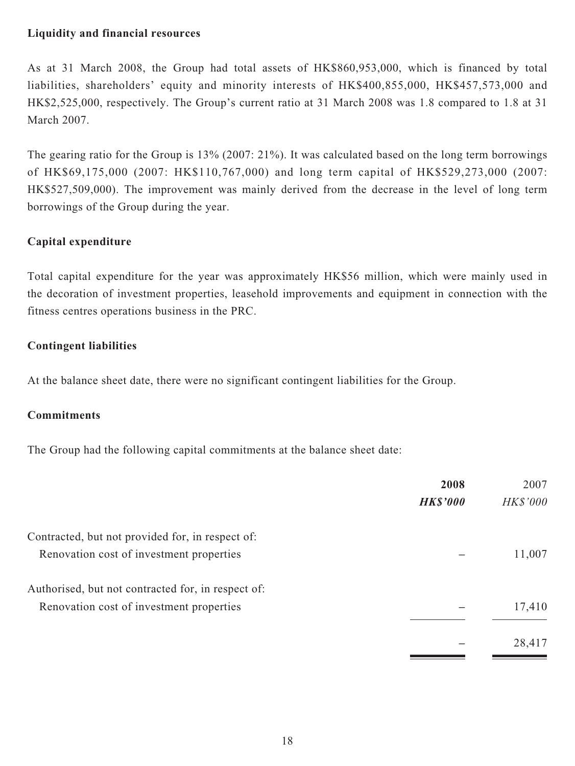**Liquidity and financial resources**

As at 31 March 2008, the Group had total assets of HK$860,953,000, which is financed by total liabilities, shareholders' equity and minority interests of HK$400,855,000, HK$457,573,000 and HK$2,525,000, respectively. The Group's current ratio at 31 March 2008 was 1.8 compared to 1.8 at 31 March 2007.

The gearing ratio for the Group is 13% (2007: 21%). It was calculated based on the long term borrowings of HK$69,175,000 (2007: HK$110,767,000) and long term capital of HK$529,273,000 (2007: HK$527,509,000). The improvement was mainly derived from the decrease in the level of long term borrowings of the Group during the year.

**Capital expenditure**

Total capital expenditure for the year was approximately HK$56 million, which were mainly used in the decoration of investment properties, leasehold improvements and equipment in connection with the fitness centres operations business in the PRC.

**Contingent liabilities**

At the balance sheet date, there were no significant contingent liabilities for the Group.

**Commitments**

The Group had the following capital commitments at the balance sheet date:

| | **2008** | 2007 |
|---|---|---|
| | ***HK$'000*** | *HK$'000* |
| Contracted, but not provided for, in respect of: | | |
| Renovation cost of investment properties | – | 11,007 |
| Authorised, but not contracted for, in respect of: | | |
| Renovation cost of investment properties | – | 17,410 |
| | – | 28,417 |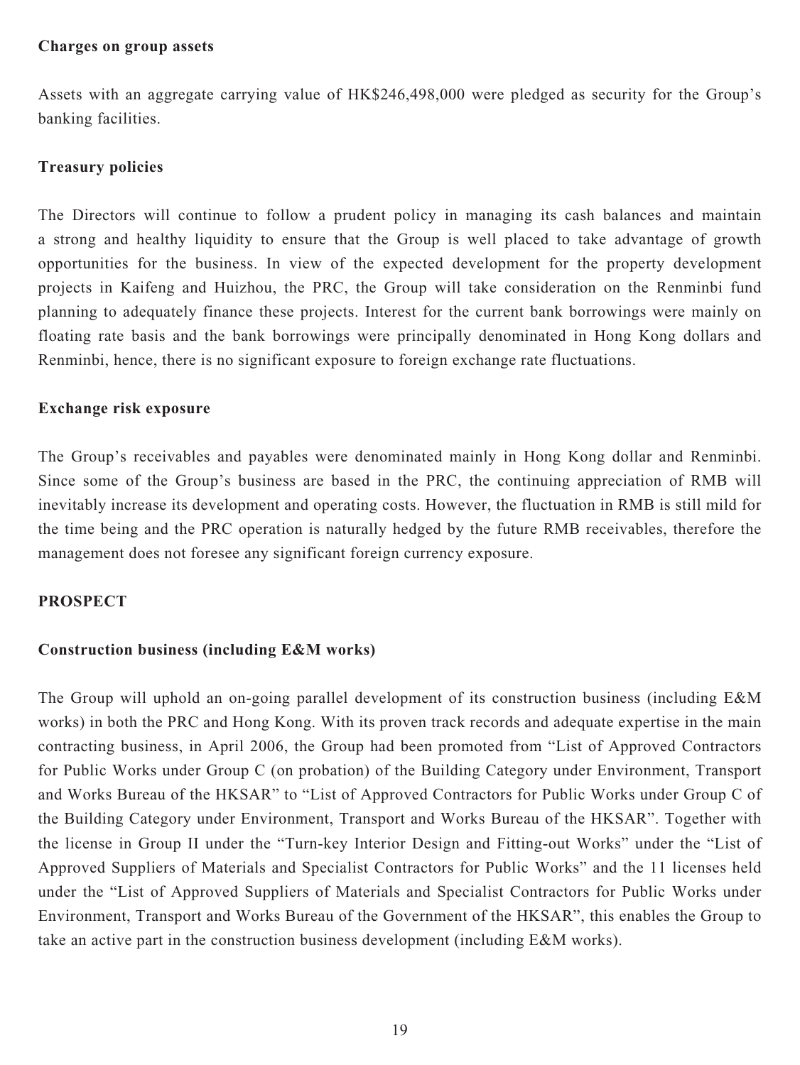**Charges on group assets**

Assets with an aggregate carrying value of HK$246,498,000 were pledged as security for the Group's banking facilities.

**Treasury policies**

The Directors will continue to follow a prudent policy in managing its cash balances and maintain a strong and healthy liquidity to ensure that the Group is well placed to take advantage of growth opportunities for the business. In view of the expected development for the property development projects in Kaifeng and Huizhou, the PRC, the Group will take consideration on the Renminbi fund planning to adequately finance these projects. Interest for the current bank borrowings were mainly on floating rate basis and the bank borrowings were principally denominated in Hong Kong dollars and Renminbi, hence, there is no significant exposure to foreign exchange rate fluctuations.

**Exchange risk exposure**

The Group's receivables and payables were denominated mainly in Hong Kong dollar and Renminbi. Since some of the Group's business are based in the PRC, the continuing appreciation of RMB will inevitably increase its development and operating costs. However, the fluctuation in RMB is still mild for the time being and the PRC operation is naturally hedged by the future RMB receivables, therefore the management does not foresee any significant foreign currency exposure.

## PROSPECT

**Construction business (including E&M works)**

The Group will uphold an on-going parallel development of its construction business (including E&M works) in both the PRC and Hong Kong. With its proven track records and adequate expertise in the main contracting business, in April 2006, the Group had been promoted from "List of Approved Contractors for Public Works under Group C (on probation) of the Building Category under Environment, Transport and Works Bureau of the HKSAR" to "List of Approved Contractors for Public Works under Group C of the Building Category under Environment, Transport and Works Bureau of the HKSAR". Together with the license in Group II under the "Turn-key Interior Design and Fitting-out Works" under the "List of Approved Suppliers of Materials and Specialist Contractors for Public Works" and the 11 licenses held under the "List of Approved Suppliers of Materials and Specialist Contractors for Public Works under Environment, Transport and Works Bureau of the Government of the HKSAR", this enables the Group to take an active part in the construction business development (including E&M works).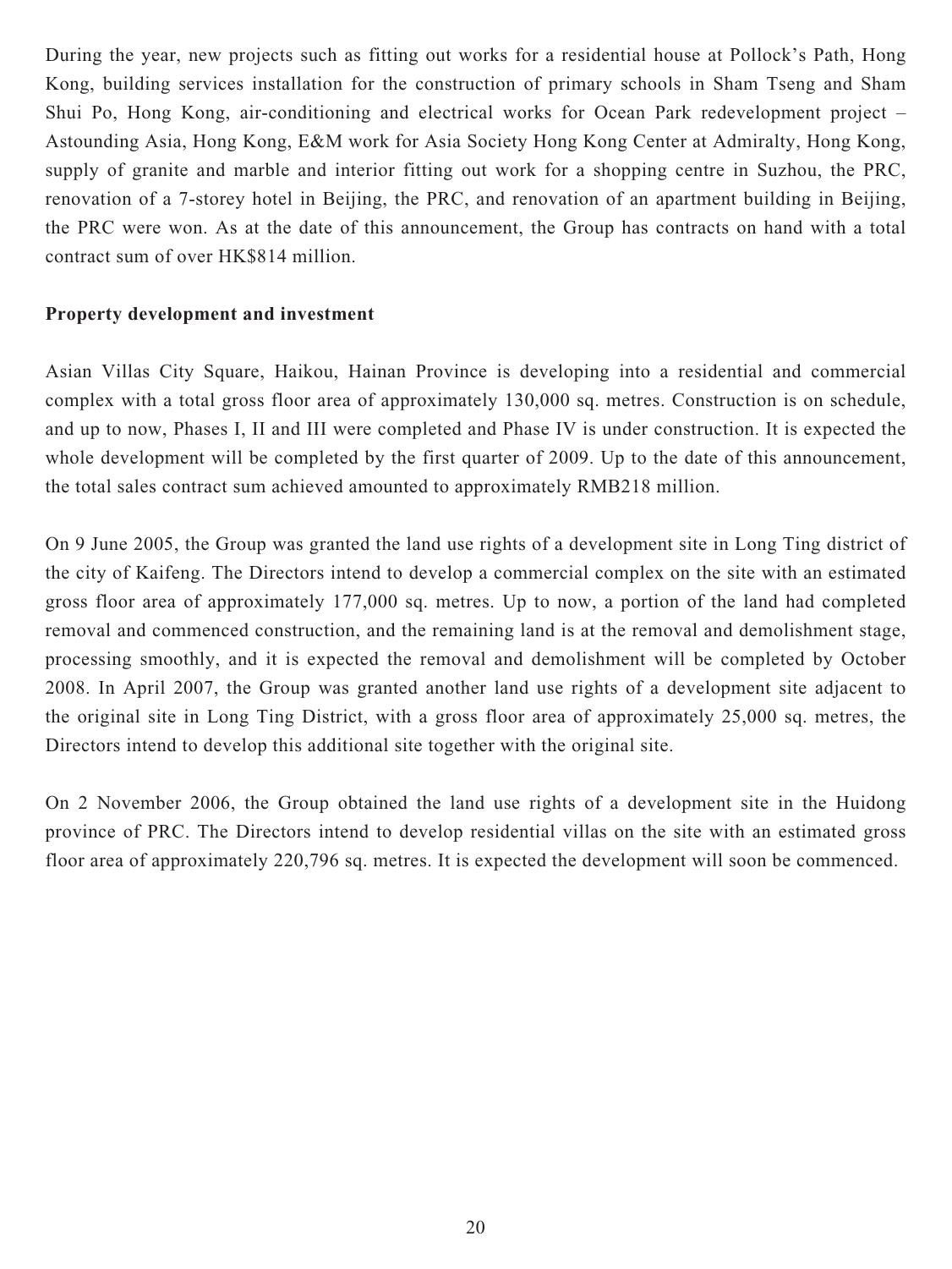During the year, new projects such as fitting out works for a residential house at Pollock's Path, Hong Kong, building services installation for the construction of primary schools in Sham Tseng and Sham Shui Po, Hong Kong, air-conditioning and electrical works for Ocean Park redevelopment project – Astounding Asia, Hong Kong, E&M work for Asia Society Hong Kong Center at Admiralty, Hong Kong, supply of granite and marble and interior fitting out work for a shopping centre in Suzhou, the PRC, renovation of a 7-storey hotel in Beijing, the PRC, and renovation of an apartment building in Beijing, the PRC were won. As at the date of this announcement, the Group has contracts on hand with a total contract sum of over HK$814 million.

**Property development and investment**

Asian Villas City Square, Haikou, Hainan Province is developing into a residential and commercial complex with a total gross floor area of approximately 130,000 sq. metres. Construction is on schedule, and up to now, Phases I, II and III were completed and Phase IV is under construction. It is expected the whole development will be completed by the first quarter of 2009. Up to the date of this announcement, the total sales contract sum achieved amounted to approximately RMB218 million.

On 9 June 2005, the Group was granted the land use rights of a development site in Long Ting district of the city of Kaifeng. The Directors intend to develop a commercial complex on the site with an estimated gross floor area of approximately 177,000 sq. metres. Up to now, a portion of the land had completed removal and commenced construction, and the remaining land is at the removal and demolishment stage, processing smoothly, and it is expected the removal and demolishment will be completed by October 2008. In April 2007, the Group was granted another land use rights of a development site adjacent to the original site in Long Ting District, with a gross floor area of approximately 25,000 sq. metres, the Directors intend to develop this additional site together with the original site.

On 2 November 2006, the Group obtained the land use rights of a development site in the Huidong province of PRC. The Directors intend to develop residential villas on the site with an estimated gross floor area of approximately 220,796 sq. metres. It is expected the development will soon be commenced.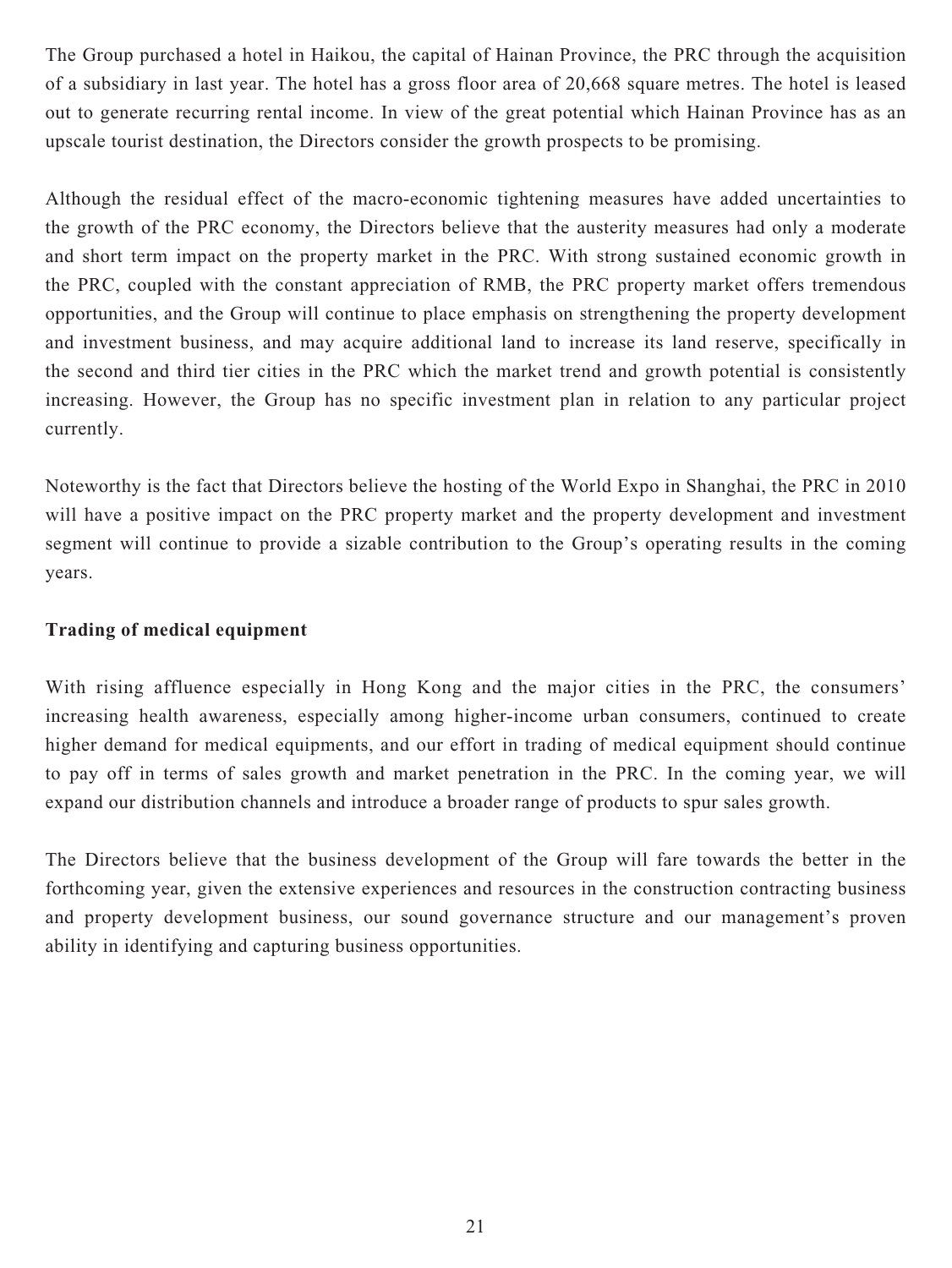The Group purchased a hotel in Haikou, the capital of Hainan Province, the PRC through the acquisition of a subsidiary in last year. The hotel has a gross floor area of 20,668 square metres. The hotel is leased out to generate recurring rental income. In view of the great potential which Hainan Province has as an upscale tourist destination, the Directors consider the growth prospects to be promising.

Although the residual effect of the macro-economic tightening measures have added uncertainties to the growth of the PRC economy, the Directors believe that the austerity measures had only a moderate and short term impact on the property market in the PRC. With strong sustained economic growth in the PRC, coupled with the constant appreciation of RMB, the PRC property market offers tremendous opportunities, and the Group will continue to place emphasis on strengthening the property development and investment business, and may acquire additional land to increase its land reserve, specifically in the second and third tier cities in the PRC which the market trend and growth potential is consistently increasing. However, the Group has no specific investment plan in relation to any particular project currently.

Noteworthy is the fact that Directors believe the hosting of the World Expo in Shanghai, the PRC in 2010 will have a positive impact on the PRC property market and the property development and investment segment will continue to provide a sizable contribution to the Group's operating results in the coming years.

**Trading of medical equipment**

With rising affluence especially in Hong Kong and the major cities in the PRC, the consumers' increasing health awareness, especially among higher-income urban consumers, continued to create higher demand for medical equipments, and our effort in trading of medical equipment should continue to pay off in terms of sales growth and market penetration in the PRC. In the coming year, we will expand our distribution channels and introduce a broader range of products to spur sales growth.

The Directors believe that the business development of the Group will fare towards the better in the forthcoming year, given the extensive experiences and resources in the construction contracting business and property development business, our sound governance structure and our management's proven ability in identifying and capturing business opportunities.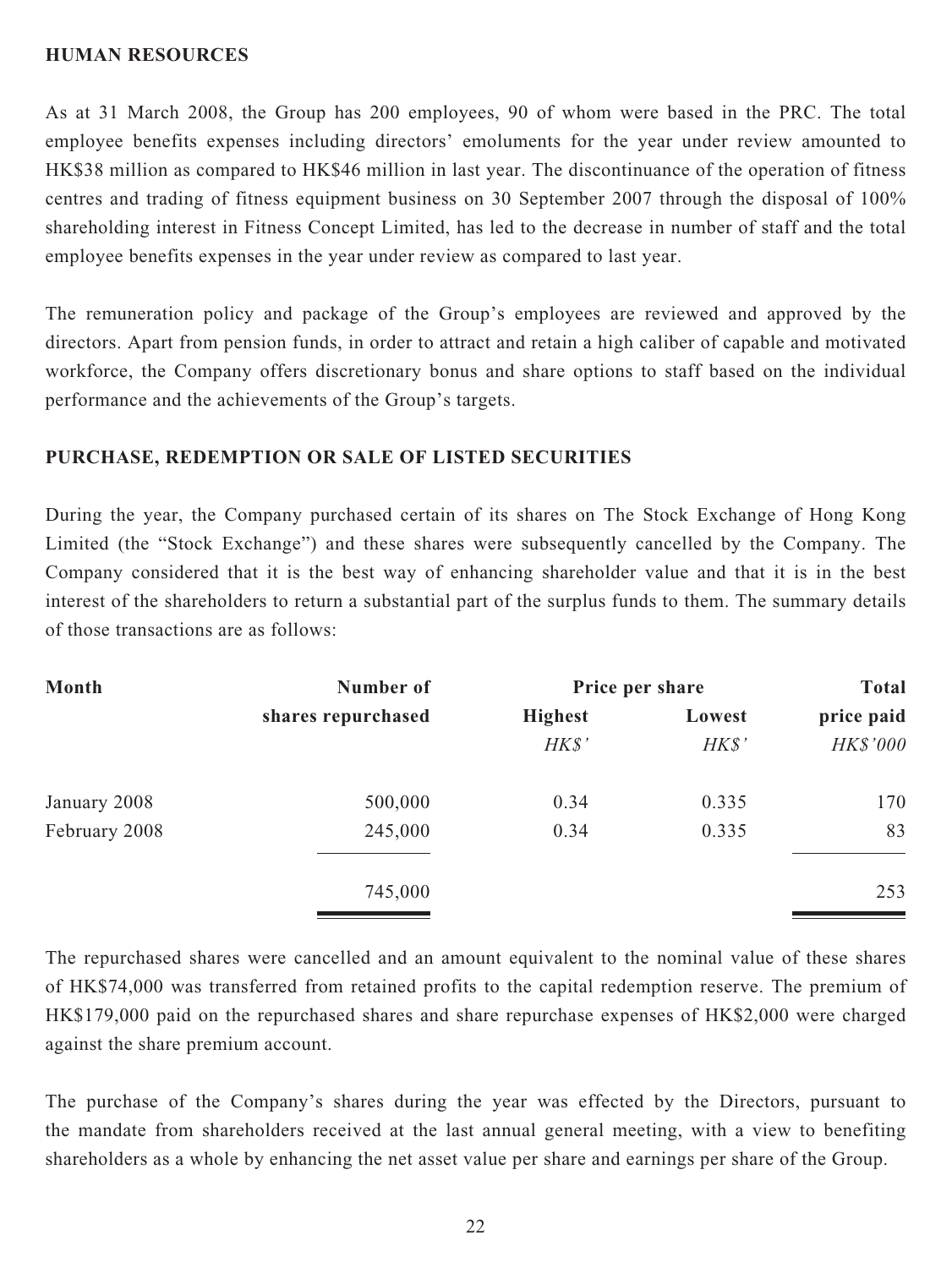## HUMAN RESOURCES

As at 31 March 2008, the Group has 200 employees, 90 of whom were based in the PRC. The total employee benefits expenses including directors' emoluments for the year under review amounted to HK$38 million as compared to HK$46 million in last year. The discontinuance of the operation of fitness centres and trading of fitness equipment business on 30 September 2007 through the disposal of 100% shareholding interest in Fitness Concept Limited, has led to the decrease in number of staff and the total employee benefits expenses in the year under review as compared to last year.

The remuneration policy and package of the Group's employees are reviewed and approved by the directors. Apart from pension funds, in order to attract and retain a high caliber of capable and motivated workforce, the Company offers discretionary bonus and share options to staff based on the individual performance and the achievements of the Group's targets.

## PURCHASE, REDEMPTION OR SALE OF LISTED SECURITIES

During the year, the Company purchased certain of its shares on The Stock Exchange of Hong Kong Limited (the "Stock Exchange") and these shares were subsequently cancelled by the Company. The Company considered that it is the best way of enhancing shareholder value and that it is in the best interest of the shareholders to return a substantial part of the surplus funds to them. The summary details of those transactions are as follows:

| Month | Number of shares repurchased | Price per share | | Total price paid |
|---|---|---|---|---|
| | | Highest | Lowest | |
| | | *HK$'* | *HK$'* | *HK$'000* |
| January 2008 | 500,000 | 0.34 | 0.335 | 170 |
| February 2008 | 245,000 | 0.34 | 0.335 | 83 |
| | 745,000 | | | 253 |

The repurchased shares were cancelled and an amount equivalent to the nominal value of these shares of HK$74,000 was transferred from retained profits to the capital redemption reserve. The premium of HK$179,000 paid on the repurchased shares and share repurchase expenses of HK$2,000 were charged against the share premium account.

The purchase of the Company's shares during the year was effected by the Directors, pursuant to the mandate from shareholders received at the last annual general meeting, with a view to benefiting shareholders as a whole by enhancing the net asset value per share and earnings per share of the Group.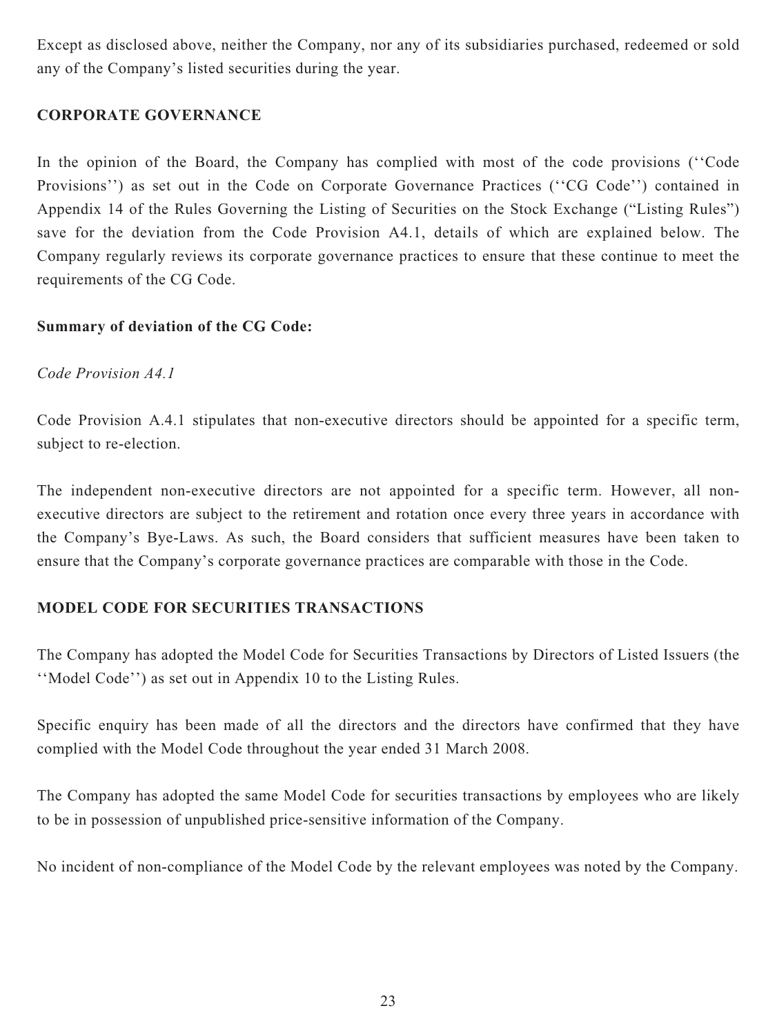Except as disclosed above, neither the Company, nor any of its subsidiaries purchased, redeemed or sold any of the Company's listed securities during the year.

## CORPORATE GOVERNANCE

In the opinion of the Board, the Company has complied with most of the code provisions (''Code Provisions'') as set out in the Code on Corporate Governance Practices (''CG Code'') contained in Appendix 14 of the Rules Governing the Listing of Securities on the Stock Exchange ("Listing Rules") save for the deviation from the Code Provision A4.1, details of which are explained below. The Company regularly reviews its corporate governance practices to ensure that these continue to meet the requirements of the CG Code.

**Summary of deviation of the CG Code:**

*Code Provision A4.1*

Code Provision A.4.1 stipulates that non-executive directors should be appointed for a specific term, subject to re-election.

The independent non-executive directors are not appointed for a specific term. However, all non-executive directors are subject to the retirement and rotation once every three years in accordance with the Company's Bye-Laws. As such, the Board considers that sufficient measures have been taken to ensure that the Company's corporate governance practices are comparable with those in the Code.

## MODEL CODE FOR SECURITIES TRANSACTIONS

The Company has adopted the Model Code for Securities Transactions by Directors of Listed Issuers (the ''Model Code'') as set out in Appendix 10 to the Listing Rules.

Specific enquiry has been made of all the directors and the directors have confirmed that they have complied with the Model Code throughout the year ended 31 March 2008.

The Company has adopted the same Model Code for securities transactions by employees who are likely to be in possession of unpublished price-sensitive information of the Company.

No incident of non-compliance of the Model Code by the relevant employees was noted by the Company.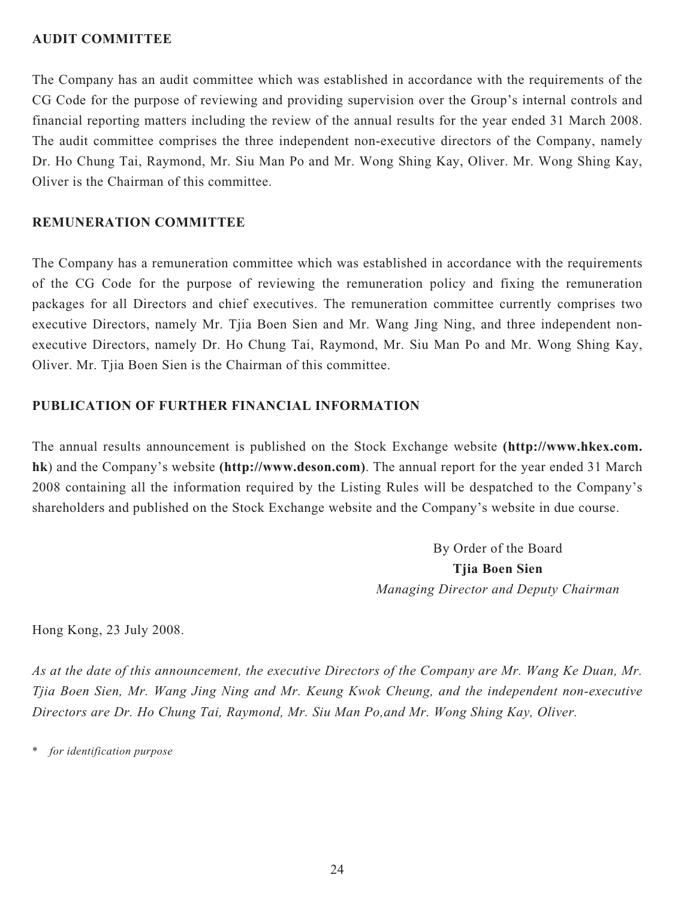**AUDIT COMMITTEE**

The Company has an audit committee which was established in accordance with the requirements of the CG Code for the purpose of reviewing and providing supervision over the Group's internal controls and financial reporting matters including the review of the annual results for the year ended 31 March 2008. The audit committee comprises the three independent non-executive directors of the Company, namely Dr. Ho Chung Tai, Raymond, Mr. Siu Man Po and Mr. Wong Shing Kay, Oliver. Mr. Wong Shing Kay, Oliver is the Chairman of this committee.

**REMUNERATION COMMITTEE**

The Company has a remuneration committee which was established in accordance with the requirements of the CG Code for the purpose of reviewing the remuneration policy and fixing the remuneration packages for all Directors and chief executives. The remuneration committee currently comprises two executive Directors, namely Mr. Tjia Boen Sien and Mr. Wang Jing Ning, and three independent non-executive Directors, namely Dr. Ho Chung Tai, Raymond, Mr. Siu Man Po and Mr. Wong Shing Kay, Oliver. Mr. Tjia Boen Sien is the Chairman of this committee.

**PUBLICATION OF FURTHER FINANCIAL INFORMATION**

The annual results announcement is published on the Stock Exchange website **(http://www.hkex.com.hk**) and the Company's website **(http://www.deson.com)**. The annual report for the year ended 31 March 2008 containing all the information required by the Listing Rules will be despatched to the Company's shareholders and published on the Stock Exchange website and the Company's website in due course.

By Order of the Board
**Tjia Boen Sien**
*Managing Director and Deputy Chairman*

Hong Kong, 23 July 2008.

*As at the date of this announcement, the executive Directors of the Company are Mr. Wang Ke Duan, Mr. Tjia Boen Sien, Mr. Wang Jing Ning and Mr. Keung Kwok Cheung, and the independent non-executive Directors are Dr. Ho Chung Tai, Raymond, Mr. Siu Man Po,and Mr. Wong Shing Kay, Oliver.*

\* *for identification purpose*